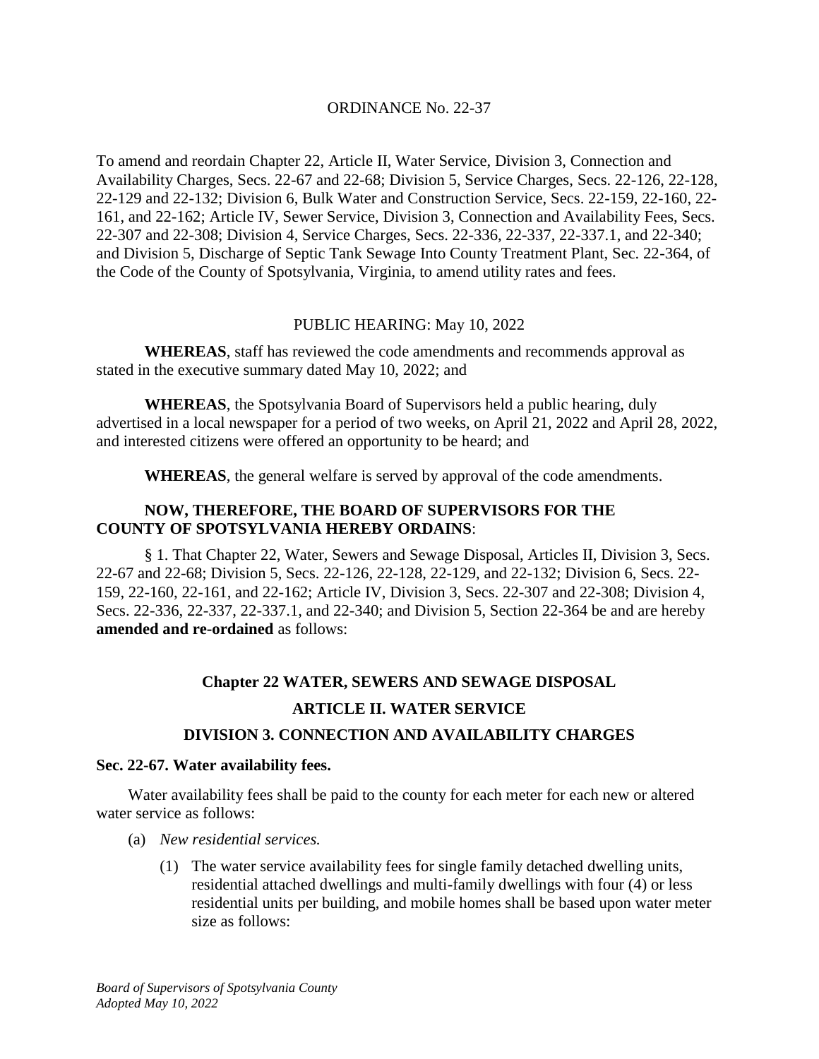# ORDINANCE No. 22-37

To amend and reordain Chapter 22, Article II, Water Service, Division 3, Connection and Availability Charges, Secs. 22-67 and 22-68; Division 5, Service Charges, Secs. 22-126, 22-128, 22-129 and 22-132; Division 6, Bulk Water and Construction Service, Secs. 22-159, 22-160, 22-161, and 22-162; Article IV, Sewer Service, Division 3, Connection and Availability Fees, Secs. 22-307 and 22-308; Division 4, Service Charges, Secs. 22-336, 22-337, 22-337.1, and 22-340; and Division 5, Discharge of Septic Tank Sewage Into County Treatment Plant, Sec. 22-364, of the Code of the County of Spotsylvania, Virginia, to amend utility rates and fees.

PUBLIC HEARING: May 10, 2022

**WHEREAS**, staff has reviewed the code amendments and recommends approval as stated in the executive summary dated May 10, 2022; and

**WHEREAS**, the Spotsylvania Board of Supervisors held a public hearing, duly advertised in a local newspaper for a period of two weeks, on April 21, 2022 and April 28, 2022, and interested citizens were offered an opportunity to be heard; and

**WHEREAS**, the general welfare is served by approval of the code amendments.

**NOW, THEREFORE, THE BOARD OF SUPERVISORS FOR THE COUNTY OF SPOTSYLVANIA HEREBY ORDAINS**:

§ 1. That Chapter 22, Water, Sewers and Sewage Disposal, Articles II, Division 3, Secs. 22-67 and 22-68; Division 5, Secs. 22-126, 22-128, 22-129, and 22-132; Division 6, Secs. 22-159, 22-160, 22-161, and 22-162; Article IV, Division 3, Secs. 22-307 and 22-308; Division 4, Secs. 22-336, 22-337, 22-337.1, and 22-340; and Division 5, Section 22-364 be and are hereby **amended and re-ordained** as follows:

## Chapter 22 WATER, SEWERS AND SEWAGE DISPOSAL

## ARTICLE II. WATER SERVICE

## DIVISION 3. CONNECTION AND AVAILABILITY CHARGES

### Sec. 22-67. Water availability fees.

Water availability fees shall be paid to the county for each meter for each new or altered water service as follows:

(a) *New residential services.*

(1) The water service availability fees for single family detached dwelling units, residential attached dwellings and multi-family dwellings with four (4) or less residential units per building, and mobile homes shall be based upon water meter size as follows:

*Board of Supervisors of Spotsylvania County*
*Adopted May 10, 2022*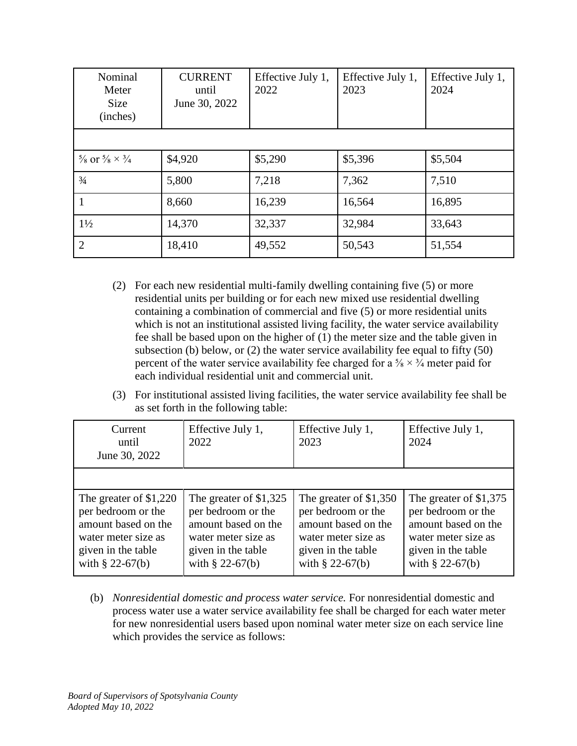| Nominal Meter Size (inches) | CURRENT until June 30, 2022 | Effective July 1, 2022 | Effective July 1, 2023 | Effective July 1, 2024 |
|---|---|---|---|---|
| | | | | |
| ⅝ or ⅝ × ¾ | $4,920 | $5,290 | $5,396 | $5,504 |
| ¾ | 5,800 | 7,218 | 7,362 | 7,510 |
| 1 | 8,660 | 16,239 | 16,564 | 16,895 |
| 1½ | 14,370 | 32,337 | 32,984 | 33,643 |
| 2 | 18,410 | 49,552 | 50,543 | 51,554 |

(2) For each new residential multi-family dwelling containing five (5) or more residential units per building or for each new mixed use residential dwelling containing a combination of commercial and five (5) or more residential units which is not an institutional assisted living facility, the water service availability fee shall be based upon on the higher of (1) the meter size and the table given in subsection (b) below, or (2) the water service availability fee equal to fifty (50) percent of the water service availability fee charged for a ⅝ × ¾ meter paid for each individual residential unit and commercial unit.

(3) For institutional assisted living facilities, the water service availability fee shall be as set forth in the following table:

| Current until June 30, 2022 | Effective July 1, 2022 | Effective July 1, 2023 | Effective July 1, 2024 |
|---|---|---|---|
| | | | |
| The greater of $1,220 per bedroom or the amount based on the water meter size as given in the table with § 22-67(b) | The greater of $1,325 per bedroom or the amount based on the water meter size as given in the table with § 22-67(b) | The greater of $1,350 per bedroom or the amount based on the water meter size as given in the table with § 22-67(b) | The greater of $1,375 per bedroom or the amount based on the water meter size as given in the table with § 22-67(b) |

(b) *Nonresidential domestic and process water service.* For nonresidential domestic and process water use a water service availability fee shall be charged for each water meter for new nonresidential users based upon nominal water meter size on each service line which provides the service as follows: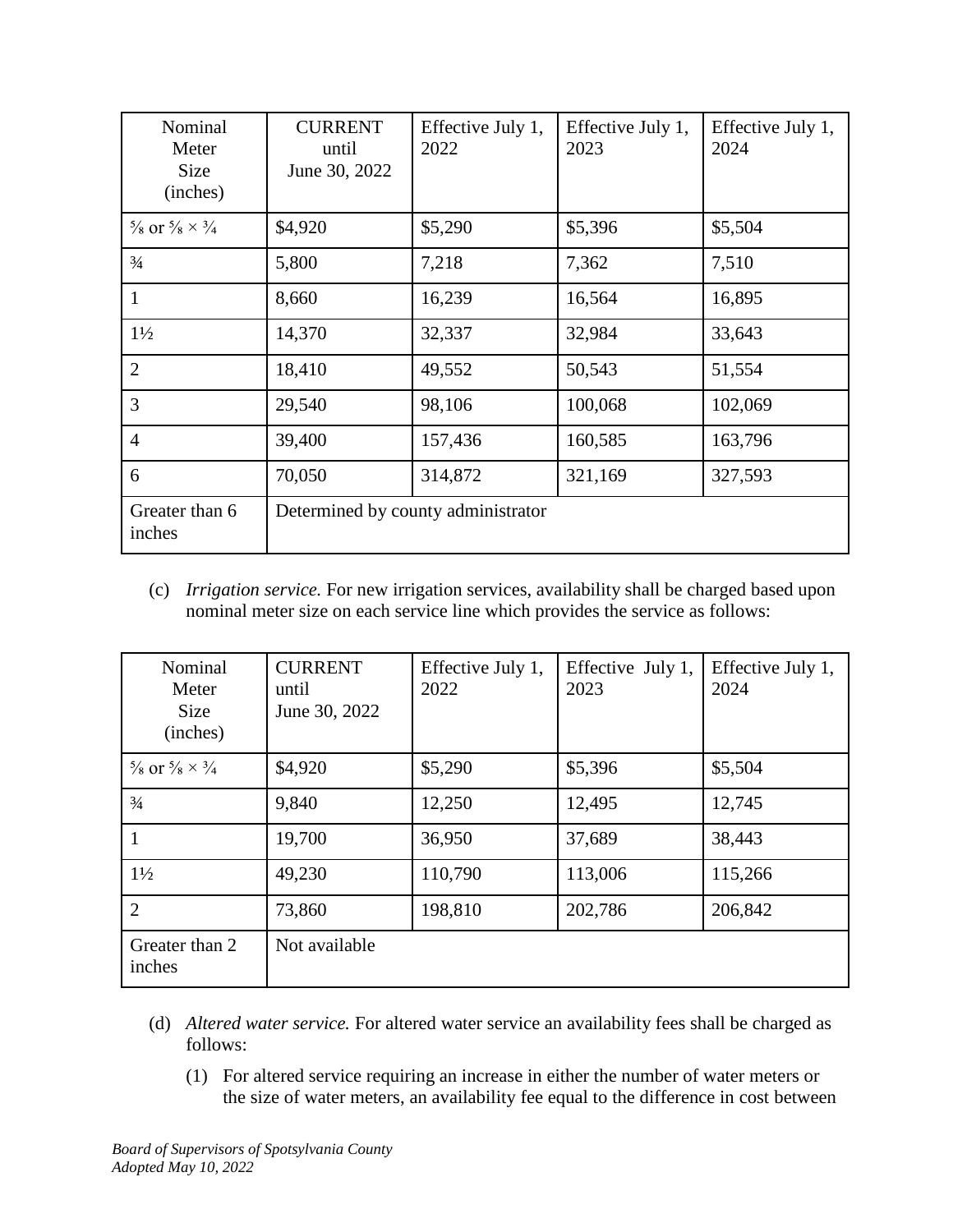| Nominal Meter Size (inches) | CURRENT until June 30, 2022 | Effective July 1, 2022 | Effective July 1, 2023 | Effective July 1, 2024 |
|---|---|---|---|---|
| ⅝ or ⅝ × ¾ | $4,920 | $5,290 | $5,396 | $5,504 |
| ¾ | 5,800 | 7,218 | 7,362 | 7,510 |
| 1 | 8,660 | 16,239 | 16,564 | 16,895 |
| 1½ | 14,370 | 32,337 | 32,984 | 33,643 |
| 2 | 18,410 | 49,552 | 50,543 | 51,554 |
| 3 | 29,540 | 98,106 | 100,068 | 102,069 |
| 4 | 39,400 | 157,436 | 160,585 | 163,796 |
| 6 | 70,050 | 314,872 | 321,169 | 327,593 |
| Greater than 6 inches | Determined by county administrator | | | |

(c) *Irrigation service.* For new irrigation services, availability shall be charged based upon nominal meter size on each service line which provides the service as follows:

| Nominal Meter Size (inches) | CURRENT until June 30, 2022 | Effective July 1, 2022 | Effective July 1, 2023 | Effective July 1, 2024 |
|---|---|---|---|---|
| ⅝ or ⅝ × ¾ | $4,920 | $5,290 | $5,396 | $5,504 |
| ¾ | 9,840 | 12,250 | 12,495 | 12,745 |
| 1 | 19,700 | 36,950 | 37,689 | 38,443 |
| 1½ | 49,230 | 110,790 | 113,006 | 115,266 |
| 2 | 73,860 | 198,810 | 202,786 | 206,842 |
| Greater than 2 inches | Not available | | | |

(d) *Altered water service.* For altered water service an availability fees shall be charged as follows:

(1) For altered service requiring an increase in either the number of water meters or the size of water meters, an availability fee equal to the difference in cost between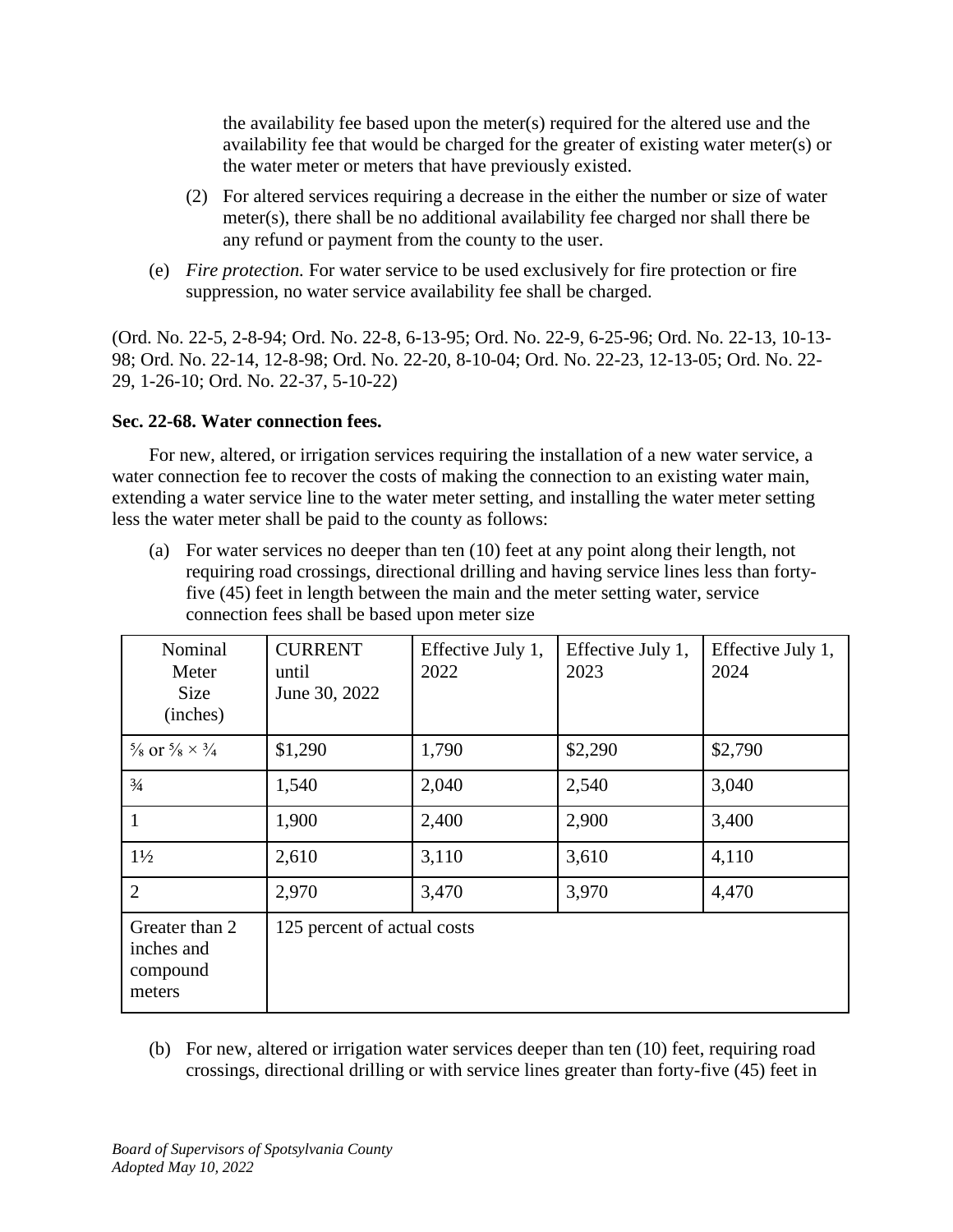the availability fee based upon the meter(s) required for the altered use and the availability fee that would be charged for the greater of existing water meter(s) or the water meter or meters that have previously existed.

(2) For altered services requiring a decrease in the either the number or size of water meter(s), there shall be no additional availability fee charged nor shall there be any refund or payment from the county to the user.

(e) *Fire protection.* For water service to be used exclusively for fire protection or fire suppression, no water service availability fee shall be charged.

(Ord. No. 22-5, 2-8-94; Ord. No. 22-8, 6-13-95; Ord. No. 22-9, 6-25-96; Ord. No. 22-13, 10-13-98; Ord. No. 22-14, 12-8-98; Ord. No. 22-20, 8-10-04; Ord. No. 22-23, 12-13-05; Ord. No. 22-29, 1-26-10; Ord. No. 22-37, 5-10-22)

**Sec. 22-68. Water connection fees.**

For new, altered, or irrigation services requiring the installation of a new water service, a water connection fee to recover the costs of making the connection to an existing water main, extending a water service line to the water meter setting, and installing the water meter setting less the water meter shall be paid to the county as follows:

(a) For water services no deeper than ten (10) feet at any point along their length, not requiring road crossings, directional drilling and having service lines less than forty-five (45) feet in length between the main and the meter setting water, service connection fees shall be based upon meter size

| Nominal Meter Size (inches) | CURRENT until June 30, 2022 | Effective July 1, 2022 | Effective July 1, 2023 | Effective July 1, 2024 |
|---|---|---|---|---|
| ⅝ or ⅝ × ¾ | $1,290 | 1,790 | $2,290 | $2,790 |
| ¾ | 1,540 | 2,040 | 2,540 | 3,040 |
| 1 | 1,900 | 2,400 | 2,900 | 3,400 |
| 1½ | 2,610 | 3,110 | 3,610 | 4,110 |
| 2 | 2,970 | 3,470 | 3,970 | 4,470 |
| Greater than 2 inches and compound meters | 125 percent of actual costs | | | |

(b) For new, altered or irrigation water services deeper than ten (10) feet, requiring road crossings, directional drilling or with service lines greater than forty-five (45) feet in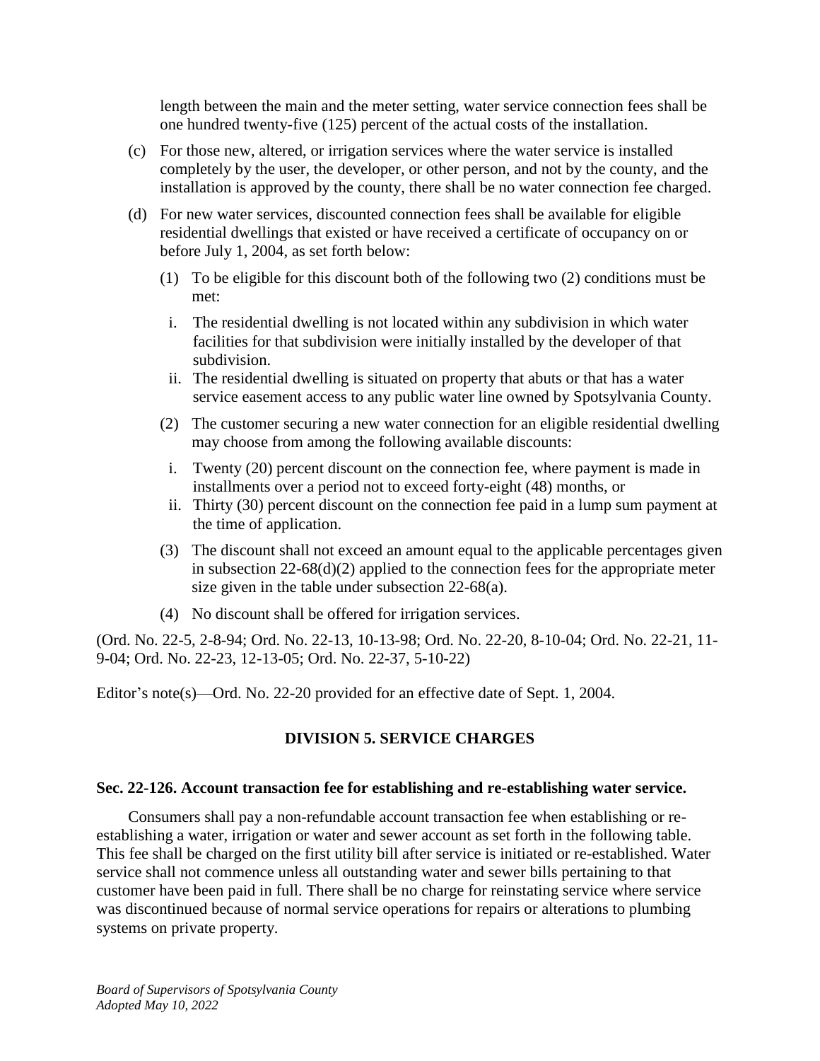length between the main and the meter setting, water service connection fees shall be one hundred twenty-five (125) percent of the actual costs of the installation.

(c) For those new, altered, or irrigation services where the water service is installed completely by the user, the developer, or other person, and not by the county, and the installation is approved by the county, there shall be no water connection fee charged.

(d) For new water services, discounted connection fees shall be available for eligible residential dwellings that existed or have received a certificate of occupancy on or before July 1, 2004, as set forth below:

(1) To be eligible for this discount both of the following two (2) conditions must be met:

i. The residential dwelling is not located within any subdivision in which water facilities for that subdivision were initially installed by the developer of that subdivision.

ii. The residential dwelling is situated on property that abuts or that has a water service easement access to any public water line owned by Spotsylvania County.

(2) The customer securing a new water connection for an eligible residential dwelling may choose from among the following available discounts:

i. Twenty (20) percent discount on the connection fee, where payment is made in installments over a period not to exceed forty-eight (48) months, or

ii. Thirty (30) percent discount on the connection fee paid in a lump sum payment at the time of application.

(3) The discount shall not exceed an amount equal to the applicable percentages given in subsection 22-68(d)(2) applied to the connection fees for the appropriate meter size given in the table under subsection 22-68(a).

(4) No discount shall be offered for irrigation services.

(Ord. No. 22-5, 2-8-94; Ord. No. 22-13, 10-13-98; Ord. No. 22-20, 8-10-04; Ord. No. 22-21, 11-9-04; Ord. No. 22-23, 12-13-05; Ord. No. 22-37, 5-10-22)

Editor's note(s)—Ord. No. 22-20 provided for an effective date of Sept. 1, 2004.

## DIVISION 5. SERVICE CHARGES

### Sec. 22-126. Account transaction fee for establishing and re-establishing water service.

Consumers shall pay a non-refundable account transaction fee when establishing or re-establishing a water, irrigation or water and sewer account as set forth in the following table. This fee shall be charged on the first utility bill after service is initiated or re-established. Water service shall not commence unless all outstanding water and sewer bills pertaining to that customer have been paid in full. There shall be no charge for reinstating service where service was discontinued because of normal service operations for repairs or alterations to plumbing systems on private property.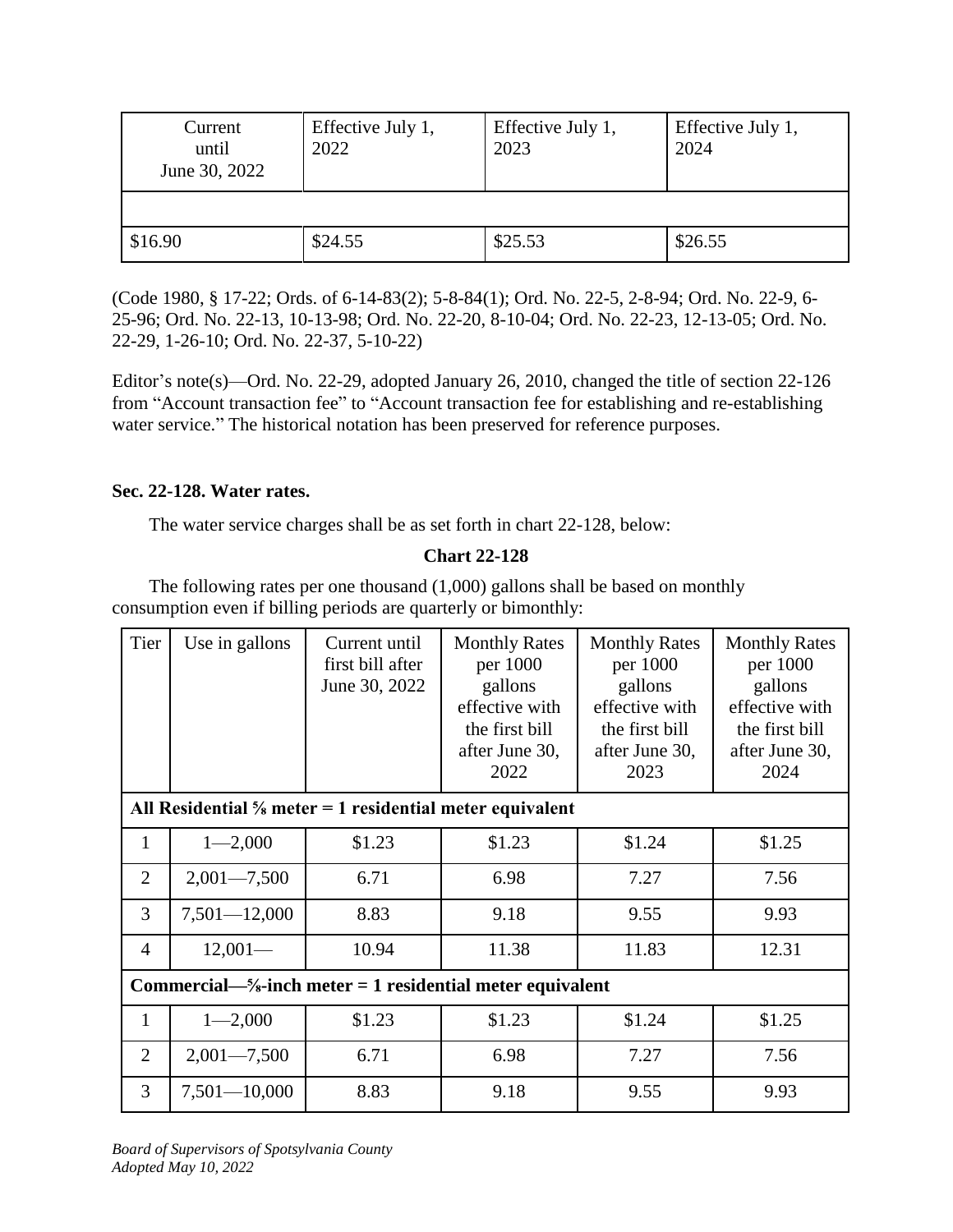| Current until June 30, 2022 | Effective July 1, 2022 | Effective July 1, 2023 | Effective July 1, 2024 |
|---|---|---|---|
| | | | |
| \$16.90 | \$24.55 | \$25.53 | \$26.55 |

(Code 1980, § 17-22; Ords. of 6-14-83(2); 5-8-84(1); Ord. No. 22-5, 2-8-94; Ord. No. 22-9, 6-25-96; Ord. No. 22-13, 10-13-98; Ord. No. 22-20, 8-10-04; Ord. No. 22-23, 12-13-05; Ord. No. 22-29, 1-26-10; Ord. No. 22-37, 5-10-22)

Editor's note(s)—Ord. No. 22-29, adopted January 26, 2010, changed the title of section 22-126 from "Account transaction fee" to "Account transaction fee for establishing and re-establishing water service." The historical notation has been preserved for reference purposes.

**Sec. 22-128. Water rates.**

The water service charges shall be as set forth in chart 22-128, below:

**Chart 22-128**

The following rates per one thousand (1,000) gallons shall be based on monthly consumption even if billing periods are quarterly or bimonthly:

| Tier | Use in gallons | Current until first bill after June 30, 2022 | Monthly Rates per 1000 gallons effective with the first bill after June 30, 2022 | Monthly Rates per 1000 gallons effective with the first bill after June 30, 2023 | Monthly Rates per 1000 gallons effective with the first bill after June 30, 2024 |
|---|---|---|---|---|---|
| **All Residential ⅝ meter = 1 residential meter equivalent** | | | | | |
| 1 | 1—2,000 | \$1.23 | \$1.23 | \$1.24 | \$1.25 |
| 2 | 2,001—7,500 | 6.71 | 6.98 | 7.27 | 7.56 |
| 3 | 7,501—12,000 | 8.83 | 9.18 | 9.55 | 9.93 |
| 4 | 12,001— | 10.94 | 11.38 | 11.83 | 12.31 |
| **Commercial—⅝-inch meter = 1 residential meter equivalent** | | | | | |
| 1 | 1—2,000 | \$1.23 | \$1.23 | \$1.24 | \$1.25 |
| 2 | 2,001—7,500 | 6.71 | 6.98 | 7.27 | 7.56 |
| 3 | 7,501—10,000 | 8.83 | 9.18 | 9.55 | 9.93 |

*Board of Supervisors of Spotsylvania County*
*Adopted May 10, 2022*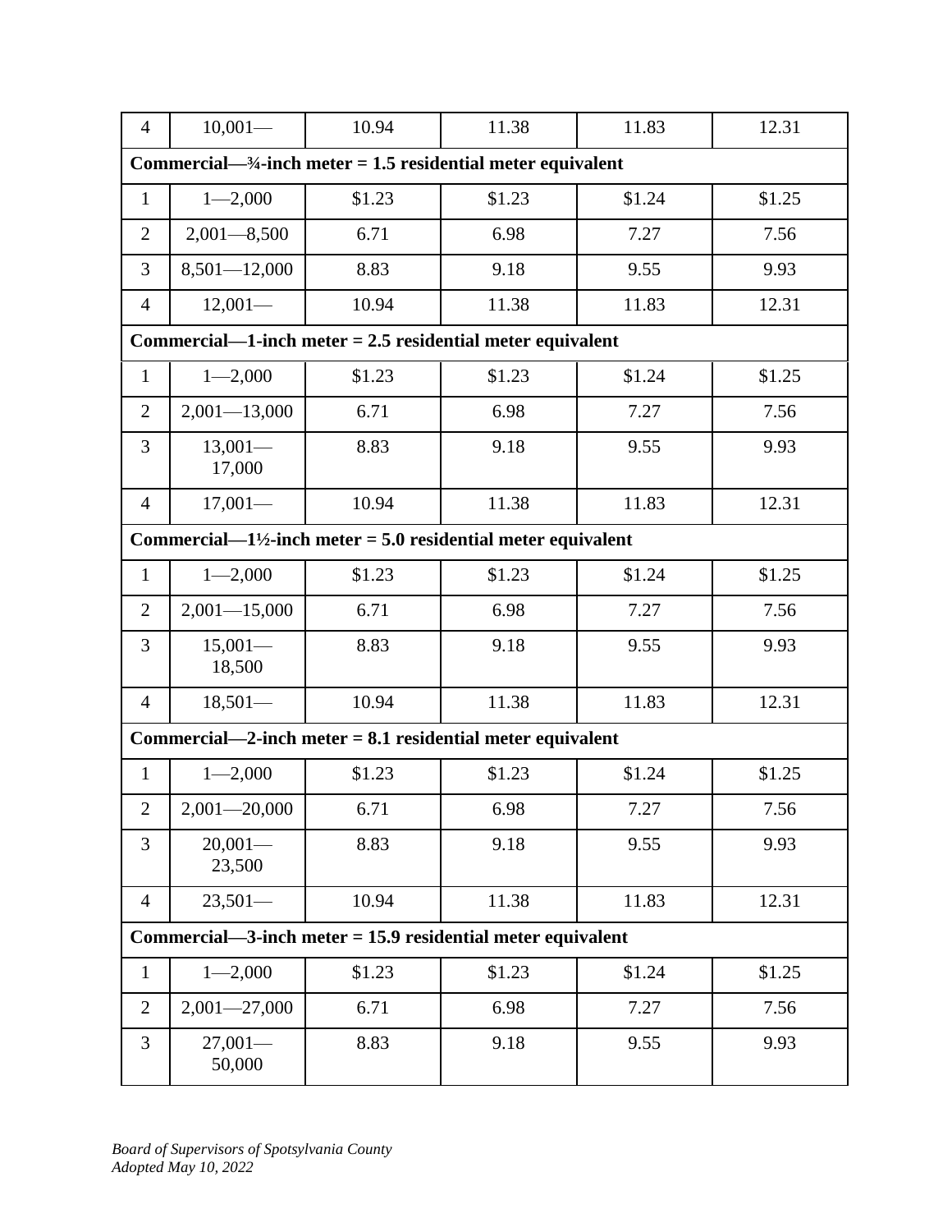| | | | | | |
|---|---|---|---|---|---|
| 4 | 10,001— | 10.94 | 11.38 | 11.83 | 12.31 |
| **Commercial—¾-inch meter = 1.5 residential meter equivalent** | | | | | |
| 1 | 1—2,000 | $1.23 | $1.23 | $1.24 | $1.25 |
| 2 | 2,001—8,500 | 6.71 | 6.98 | 7.27 | 7.56 |
| 3 | 8,501—12,000 | 8.83 | 9.18 | 9.55 | 9.93 |
| 4 | 12,001— | 10.94 | 11.38 | 11.83 | 12.31 |
| **Commercial—1-inch meter = 2.5 residential meter equivalent** | | | | | |
| 1 | 1—2,000 | $1.23 | $1.23 | $1.24 | $1.25 |
| 2 | 2,001—13,000 | 6.71 | 6.98 | 7.27 | 7.56 |
| 3 | 13,001—17,000 | 8.83 | 9.18 | 9.55 | 9.93 |
| 4 | 17,001— | 10.94 | 11.38 | 11.83 | 12.31 |
| **Commercial—1½-inch meter = 5.0 residential meter equivalent** | | | | | |
| 1 | 1—2,000 | $1.23 | $1.23 | $1.24 | $1.25 |
| 2 | 2,001—15,000 | 6.71 | 6.98 | 7.27 | 7.56 |
| 3 | 15,001—18,500 | 8.83 | 9.18 | 9.55 | 9.93 |
| 4 | 18,501— | 10.94 | 11.38 | 11.83 | 12.31 |
| **Commercial—2-inch meter = 8.1 residential meter equivalent** | | | | | |
| 1 | 1—2,000 | $1.23 | $1.23 | $1.24 | $1.25 |
| 2 | 2,001—20,000 | 6.71 | 6.98 | 7.27 | 7.56 |
| 3 | 20,001—23,500 | 8.83 | 9.18 | 9.55 | 9.93 |
| 4 | 23,501— | 10.94 | 11.38 | 11.83 | 12.31 |
| **Commercial—3-inch meter = 15.9 residential meter equivalent** | | | | | |
| 1 | 1—2,000 | $1.23 | $1.23 | $1.24 | $1.25 |
| 2 | 2,001—27,000 | 6.71 | 6.98 | 7.27 | 7.56 |
| 3 | 27,001—50,000 | 8.83 | 9.18 | 9.55 | 9.93 |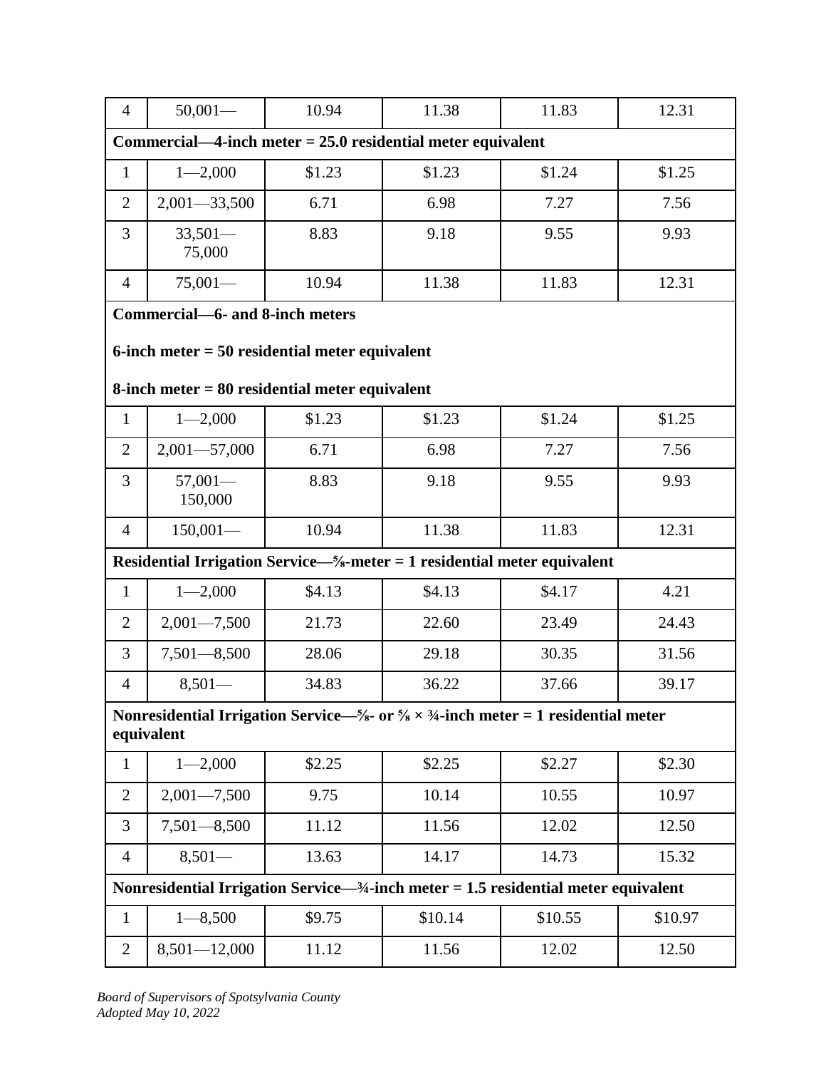| | | | | | |
|---|---|---|---|---|---|
| 4 | 50,001— | 10.94 | 11.38 | 11.83 | 12.31 |
| **Commercial—4-inch meter = 25.0 residential meter equivalent** | | | | | |
| 1 | 1—2,000 | $1.23 | $1.23 | $1.24 | $1.25 |
| 2 | 2,001—33,500 | 6.71 | 6.98 | 7.27 | 7.56 |
| 3 | 33,501—75,000 | 8.83 | 9.18 | 9.55 | 9.93 |
| 4 | 75,001— | 10.94 | 11.38 | 11.83 | 12.31 |
| **Commercial—6- and 8-inch meters**<br><br>**6-inch meter = 50 residential meter equivalent**<br><br>**8-inch meter = 80 residential meter equivalent** | | | | | |
| 1 | 1—2,000 | $1.23 | $1.23 | $1.24 | $1.25 |
| 2 | 2,001—57,000 | 6.71 | 6.98 | 7.27 | 7.56 |
| 3 | 57,001—150,000 | 8.83 | 9.18 | 9.55 | 9.93 |
| 4 | 150,001— | 10.94 | 11.38 | 11.83 | 12.31 |
| **Residential Irrigation Service—⅝-meter = 1 residential meter equivalent** | | | | | |
| 1 | 1—2,000 | $4.13 | $4.13 | $4.17 | 4.21 |
| 2 | 2,001—7,500 | 21.73 | 22.60 | 23.49 | 24.43 |
| 3 | 7,501—8,500 | 28.06 | 29.18 | 30.35 | 31.56 |
| 4 | 8,501— | 34.83 | 36.22 | 37.66 | 39.17 |
| **Nonresidential Irrigation Service—⅝- or ⅝ × ¾-inch meter = 1 residential meter equivalent** | | | | | |
| 1 | 1—2,000 | $2.25 | $2.25 | $2.27 | $2.30 |
| 2 | 2,001—7,500 | 9.75 | 10.14 | 10.55 | 10.97 |
| 3 | 7,501—8,500 | 11.12 | 11.56 | 12.02 | 12.50 |
| 4 | 8,501— | 13.63 | 14.17 | 14.73 | 15.32 |
| **Nonresidential Irrigation Service—¾-inch meter = 1.5 residential meter equivalent** | | | | | |
| 1 | 1—8,500 | $9.75 | $10.14 | $10.55 | $10.97 |
| 2 | 8,501—12,000 | 11.12 | 11.56 | 12.02 | 12.50 |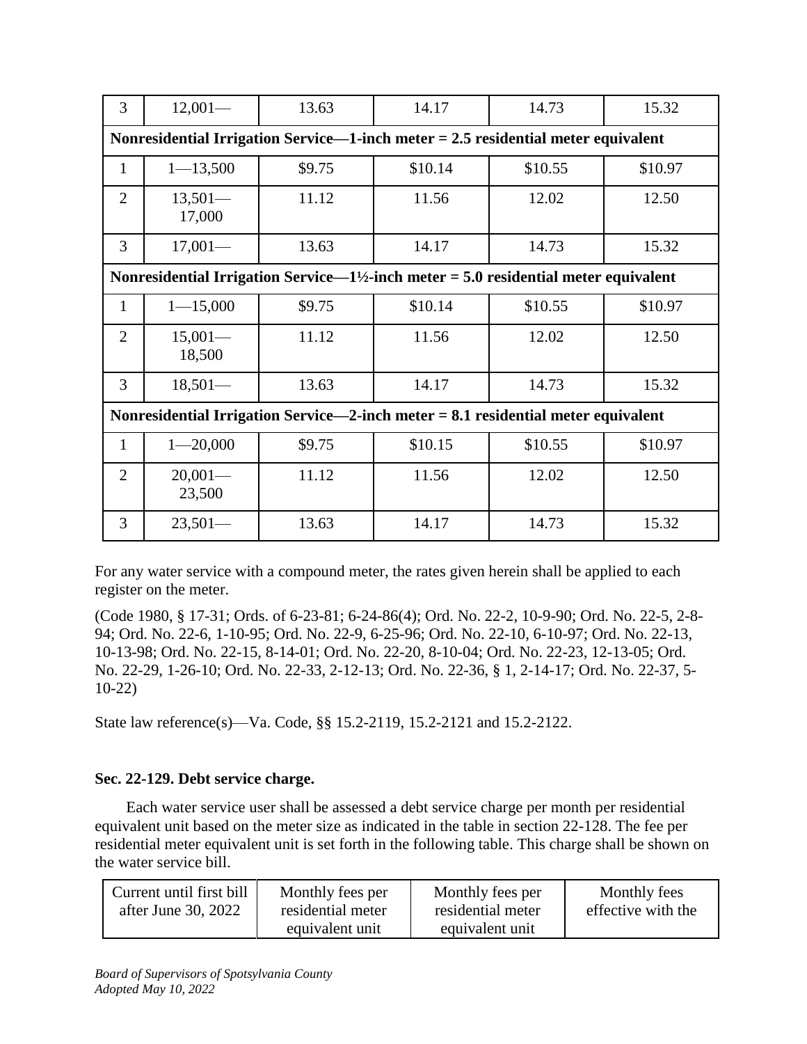| | | | | | |
|---|---|---|---|---|---|
| 3 | 12,001— | 13.63 | 14.17 | 14.73 | 15.32 |
| **Nonresidential Irrigation Service—1-inch meter = 2.5 residential meter equivalent** | | | | | |
| 1 | 1—13,500 | \$9.75 | \$10.14 | \$10.55 | \$10.97 |
| 2 | 13,501—17,000 | 11.12 | 11.56 | 12.02 | 12.50 |
| 3 | 17,001— | 13.63 | 14.17 | 14.73 | 15.32 |
| **Nonresidential Irrigation Service—1½-inch meter = 5.0 residential meter equivalent** | | | | | |
| 1 | 1—15,000 | \$9.75 | \$10.14 | \$10.55 | \$10.97 |
| 2 | 15,001—18,500 | 11.12 | 11.56 | 12.02 | 12.50 |
| 3 | 18,501— | 13.63 | 14.17 | 14.73 | 15.32 |
| **Nonresidential Irrigation Service—2-inch meter = 8.1 residential meter equivalent** | | | | | |
| 1 | 1—20,000 | \$9.75 | \$10.15 | \$10.55 | \$10.97 |
| 2 | 20,001—23,500 | 11.12 | 11.56 | 12.02 | 12.50 |
| 3 | 23,501— | 13.63 | 14.17 | 14.73 | 15.32 |

For any water service with a compound meter, the rates given herein shall be applied to each register on the meter.

(Code 1980, § 17-31; Ords. of 6-23-81; 6-24-86(4); Ord. No. 22-2, 10-9-90; Ord. No. 22-5, 2-8-94; Ord. No. 22-6, 1-10-95; Ord. No. 22-9, 6-25-96; Ord. No. 22-10, 6-10-97; Ord. No. 22-13, 10-13-98; Ord. No. 22-15, 8-14-01; Ord. No. 22-20, 8-10-04; Ord. No. 22-23, 12-13-05; Ord. No. 22-29, 1-26-10; Ord. No. 22-33, 2-12-13; Ord. No. 22-36, § 1, 2-14-17; Ord. No. 22-37, 5-10-22)

State law reference(s)—Va. Code, §§ 15.2-2119, 15.2-2121 and 15.2-2122.

**Sec. 22-129. Debt service charge.**

Each water service user shall be assessed a debt service charge per month per residential equivalent unit based on the meter size as indicated in the table in section 22-128. The fee per residential meter equivalent unit is set forth in the following table. This charge shall be shown on the water service bill.

| Current until first bill after June 30, 2022 | Monthly fees per residential meter equivalent unit | Monthly fees per residential meter equivalent unit | Monthly fees effective with the |
|---|---|---|---|

*Board of Supervisors of Spotsylvania County*
*Adopted May 10, 2022*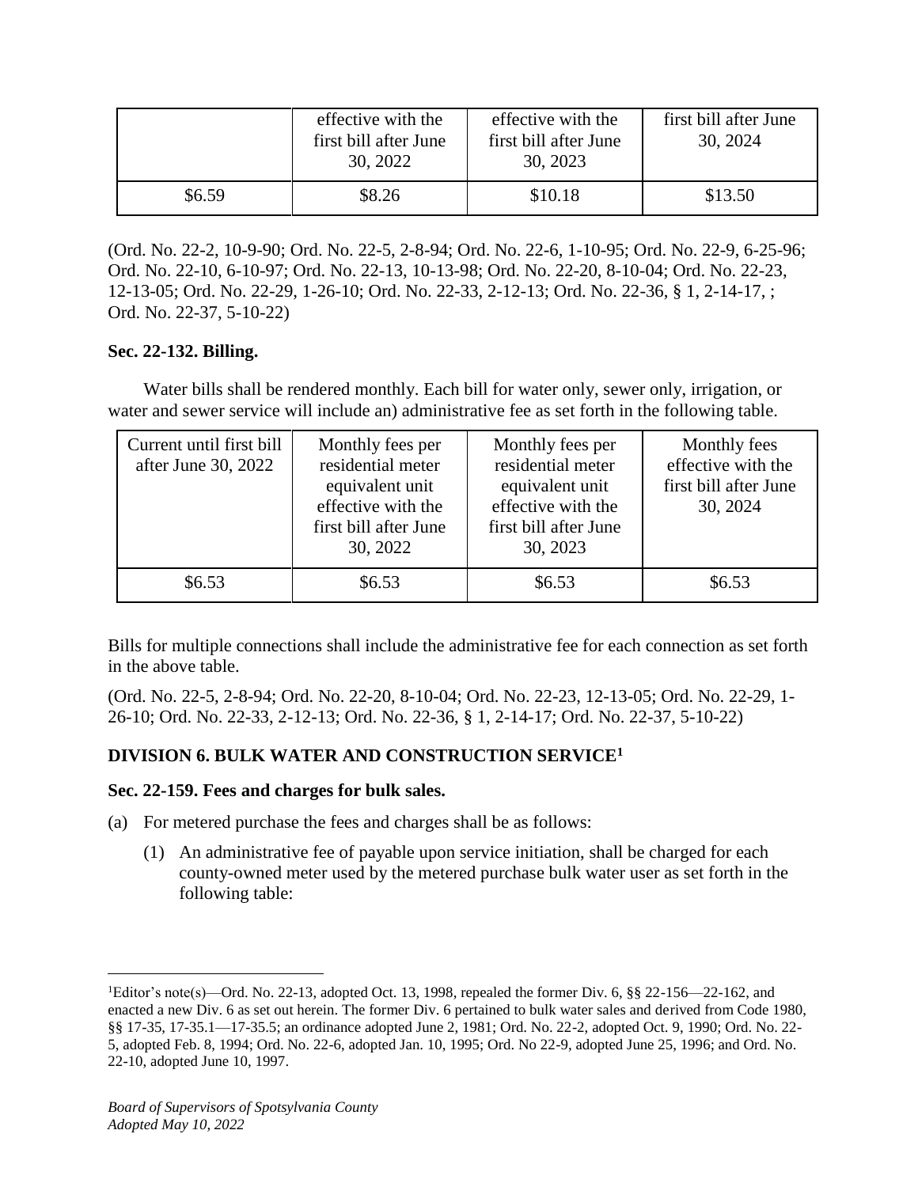| | effective with the first bill after June 30, 2022 | effective with the first bill after June 30, 2023 | first bill after June 30, 2024 |
|---|---|---|---|
| $6.59 | $8.26 | $10.18 | $13.50 |

(Ord. No. 22-2, 10-9-90; Ord. No. 22-5, 2-8-94; Ord. No. 22-6, 1-10-95; Ord. No. 22-9, 6-25-96; Ord. No. 22-10, 6-10-97; Ord. No. 22-13, 10-13-98; Ord. No. 22-20, 8-10-04; Ord. No. 22-23, 12-13-05; Ord. No. 22-29, 1-26-10; Ord. No. 22-33, 2-12-13; Ord. No. 22-36, § 1, 2-14-17, ; Ord. No. 22-37, 5-10-22)

**Sec. 22-132. Billing.**

Water bills shall be rendered monthly. Each bill for water only, sewer only, irrigation, or water and sewer service will include an) administrative fee as set forth in the following table.

| Current until first bill after June 30, 2022 | Monthly fees per residential meter equivalent unit effective with the first bill after June 30, 2022 | Monthly fees per residential meter equivalent unit effective with the first bill after June 30, 2023 | Monthly fees effective with the first bill after June 30, 2024 |
|---|---|---|---|
| $6.53 | $6.53 | $6.53 | $6.53 |

Bills for multiple connections shall include the administrative fee for each connection as set forth in the above table.

(Ord. No. 22-5, 2-8-94; Ord. No. 22-20, 8-10-04; Ord. No. 22-23, 12-13-05; Ord. No. 22-29, 1-26-10; Ord. No. 22-33, 2-12-13; Ord. No. 22-36, § 1, 2-14-17; Ord. No. 22-37, 5-10-22)

## DIVISION 6. BULK WATER AND CONSTRUCTION SERVICE[1]

**Sec. 22-159. Fees and charges for bulk sales.**

(a) For metered purchase the fees and charges shall be as follows:

(1) An administrative fee of payable upon service initiation, shall be charged for each county-owned meter used by the metered purchase bulk water user as set forth in the following table:

[1]Editor's note(s)—Ord. No. 22-13, adopted Oct. 13, 1998, repealed the former Div. 6, §§ 22-156—22-162, and enacted a new Div. 6 as set out herein. The former Div. 6 pertained to bulk water sales and derived from Code 1980, §§ 17-35, 17-35.1—17-35.5; an ordinance adopted June 2, 1981; Ord. No. 22-2, adopted Oct. 9, 1990; Ord. No. 22-5, adopted Feb. 8, 1994; Ord. No. 22-6, adopted Jan. 10, 1995; Ord No 22-9, adopted June 25, 1996; and Ord. No. 22-10, adopted June 10, 1997.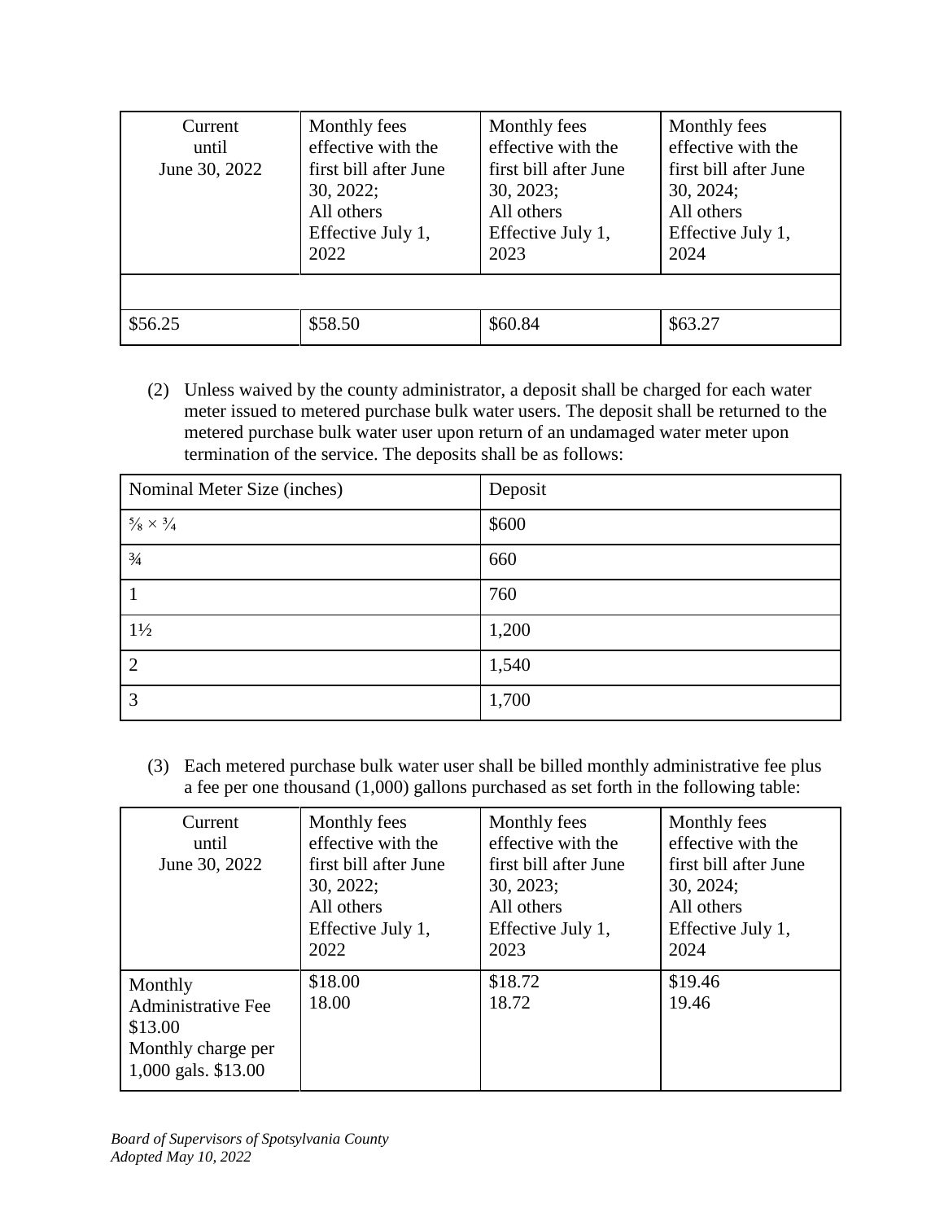| Current until June 30, 2022 | Monthly fees effective with the first bill after June 30, 2022; All others Effective July 1, 2022 | Monthly fees effective with the first bill after June 30, 2023; All others Effective July 1, 2023 | Monthly fees effective with the first bill after June 30, 2024; All others Effective July 1, 2024 |
|---|---|---|---|
| | | | |
| $56.25 | $58.50 | $60.84 | $63.27 |

(2) Unless waived by the county administrator, a deposit shall be charged for each water meter issued to metered purchase bulk water users. The deposit shall be returned to the metered purchase bulk water user upon return of an undamaged water meter upon termination of the service. The deposits shall be as follows:

| Nominal Meter Size (inches) | Deposit |
|---|---|
| ⅝ × ¾ | $600 |
| ¾ | 660 |
| 1 | 760 |
| 1½ | 1,200 |
| 2 | 1,540 |
| 3 | 1,700 |

(3) Each metered purchase bulk water user shall be billed monthly administrative fee plus a fee per one thousand (1,000) gallons purchased as set forth in the following table:

| Current until June 30, 2022 | Monthly fees effective with the first bill after June 30, 2022; All others Effective July 1, 2022 | Monthly fees effective with the first bill after June 30, 2023; All others Effective July 1, 2023 | Monthly fees effective with the first bill after June 30, 2024; All others Effective July 1, 2024 |
|---|---|---|---|
| Monthly Administrative Fee $13.00<br>Monthly charge per 1,000 gals. $13.00 | $18.00<br>18.00 | $18.72<br>18.72 | $19.46<br>19.46 |

*Board of Supervisors of Spotsylvania County*
*Adopted May 10, 2022*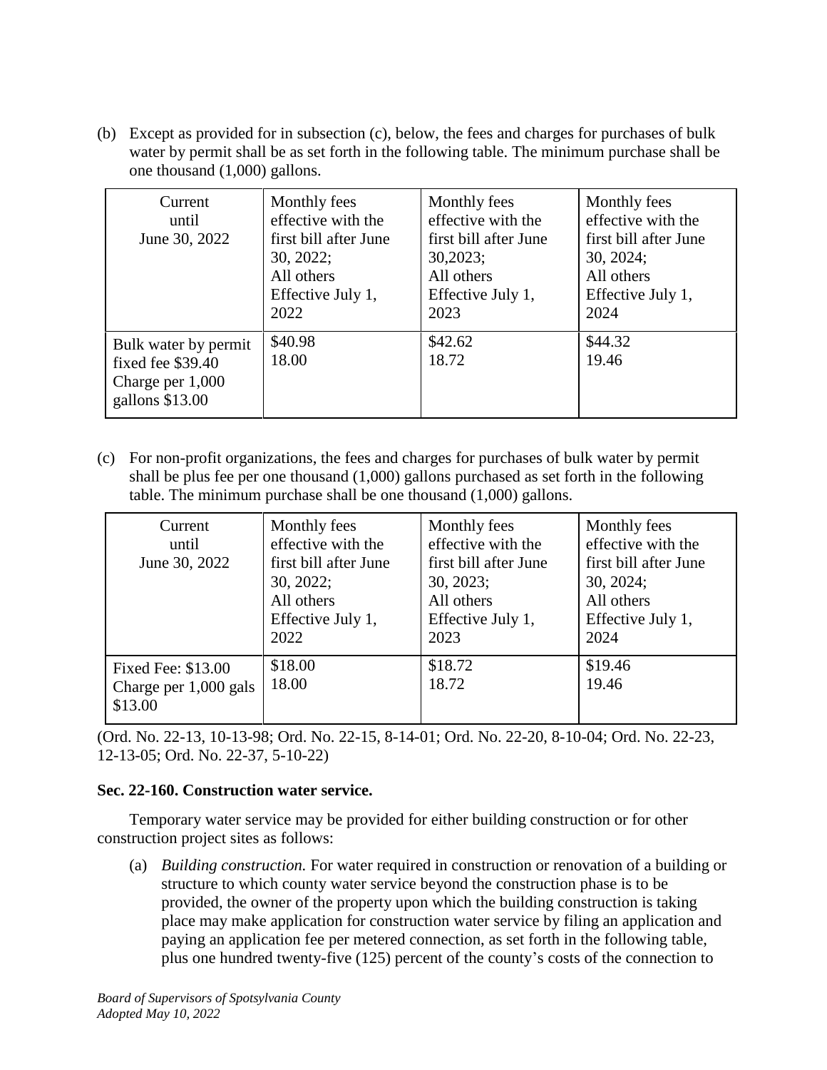(b) Except as provided for in subsection (c), below, the fees and charges for purchases of bulk water by permit shall be as set forth in the following table. The minimum purchase shall be one thousand (1,000) gallons.

| Current until June 30, 2022 | Monthly fees effective with the first bill after June 30, 2022; All others Effective July 1, 2022 | Monthly fees effective with the first bill after June 30,2023; All others Effective July 1, 2023 | Monthly fees effective with the first bill after June 30, 2024; All others Effective July 1, 2024 |
|---|---|---|---|
| Bulk water by permit fixed fee $39.40<br>Charge per 1,000 gallons $13.00 | $40.98<br>18.00 | $42.62<br>18.72 | $44.32<br>19.46 |

(c) For non-profit organizations, the fees and charges for purchases of bulk water by permit shall be plus fee per one thousand (1,000) gallons purchased as set forth in the following table. The minimum purchase shall be one thousand (1,000) gallons.

| Current until June 30, 2022 | Monthly fees effective with the first bill after June 30, 2022; All others Effective July 1, 2022 | Monthly fees effective with the first bill after June 30, 2023; All others Effective July 1, 2023 | Monthly fees effective with the first bill after June 30, 2024; All others Effective July 1, 2024 |
|---|---|---|---|
| Fixed Fee: $13.00<br>Charge per 1,000 gals $13.00 | $18.00<br>18.00 | $18.72<br>18.72 | $19.46<br>19.46 |

(Ord. No. 22-13, 10-13-98; Ord. No. 22-15, 8-14-01; Ord. No. 22-20, 8-10-04; Ord. No. 22-23, 12-13-05; Ord. No. 22-37, 5-10-22)

**Sec. 22-160. Construction water service.**

Temporary water service may be provided for either building construction or for other construction project sites as follows:

(a) *Building construction.* For water required in construction or renovation of a building or structure to which county water service beyond the construction phase is to be provided, the owner of the property upon which the building construction is taking place may make application for construction water service by filing an application and paying an application fee per metered connection, as set forth in the following table, plus one hundred twenty-five (125) percent of the county's costs of the connection to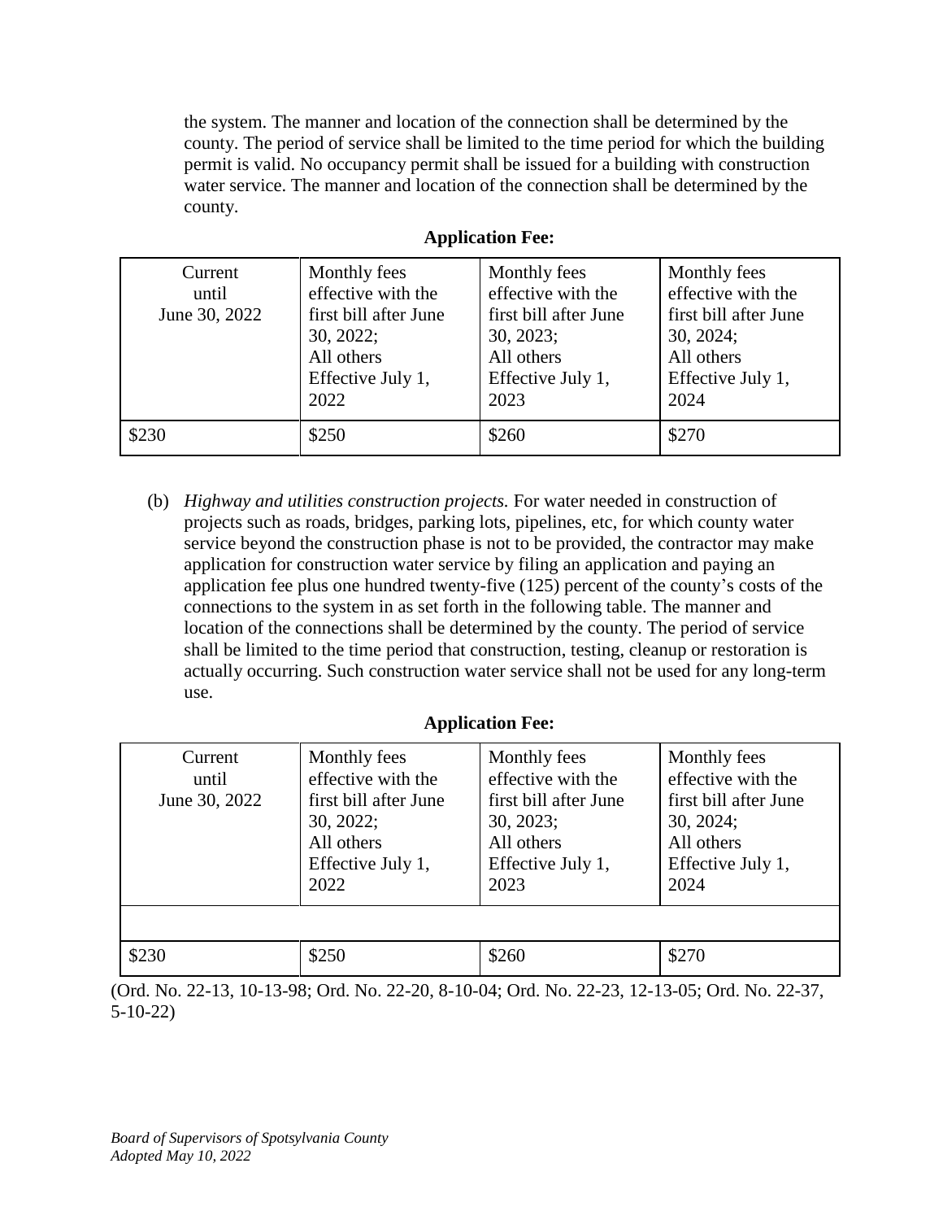the system. The manner and location of the connection shall be determined by the county. The period of service shall be limited to the time period for which the building permit is valid. No occupancy permit shall be issued for a building with construction water service. The manner and location of the connection shall be determined by the county.

**Application Fee:**

| Current until June 30, 2022 | Monthly fees effective with the first bill after June 30, 2022; All others Effective July 1, 2022 | Monthly fees effective with the first bill after June 30, 2023; All others Effective July 1, 2023 | Monthly fees effective with the first bill after June 30, 2024; All others Effective July 1, 2024 |
|---|---|---|---|
| $230 | $250 | $260 | $270 |

(b) *Highway and utilities construction projects.* For water needed in construction of projects such as roads, bridges, parking lots, pipelines, etc, for which county water service beyond the construction phase is not to be provided, the contractor may make application for construction water service by filing an application and paying an application fee plus one hundred twenty-five (125) percent of the county's costs of the connections to the system in as set forth in the following table. The manner and location of the connections shall be determined by the county. The period of service shall be limited to the time period that construction, testing, cleanup or restoration is actually occurring. Such construction water service shall not be used for any long-term use.

**Application Fee:**

| Current until June 30, 2022 | Monthly fees effective with the first bill after June 30, 2022; All others Effective July 1, 2022 | Monthly fees effective with the first bill after June 30, 2023; All others Effective July 1, 2023 | Monthly fees effective with the first bill after June 30, 2024; All others Effective July 1, 2024 |
|---|---|---|---|
| | | | |
| $230 | $250 | $260 | $270 |

(Ord. No. 22-13, 10-13-98; Ord. No. 22-20, 8-10-04; Ord. No. 22-23, 12-13-05; Ord. No. 22-37, 5-10-22)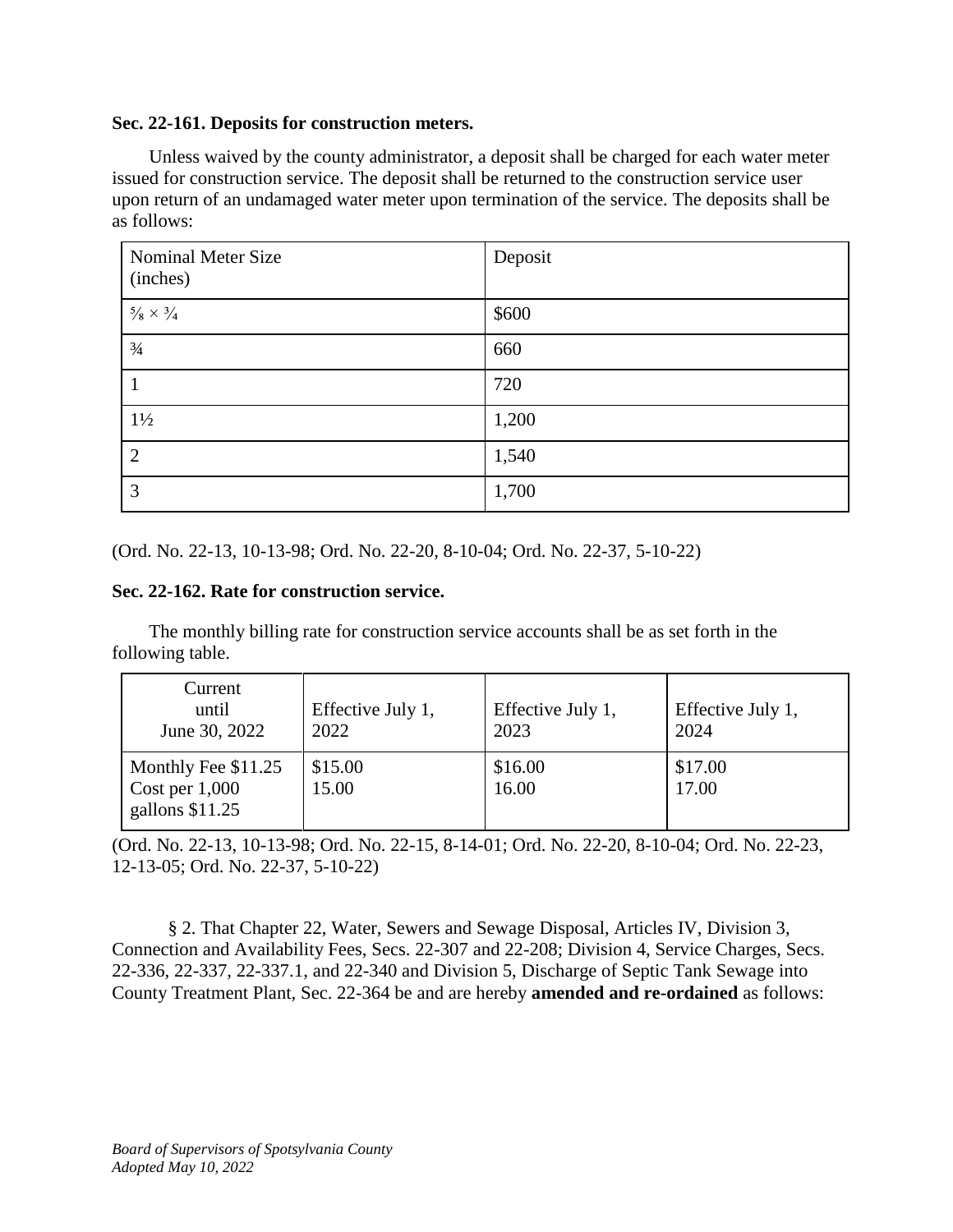**Sec. 22-161. Deposits for construction meters.**

Unless waived by the county administrator, a deposit shall be charged for each water meter issued for construction service. The deposit shall be returned to the construction service user upon return of an undamaged water meter upon termination of the service. The deposits shall be as follows:

| Nominal Meter Size (inches) | Deposit |
|---|---|
| ⅝ × ¾ | $600 |
| ¾ | 660 |
| 1 | 720 |
| 1½ | 1,200 |
| 2 | 1,540 |
| 3 | 1,700 |

(Ord. No. 22-13, 10-13-98; Ord. No. 22-20, 8-10-04; Ord. No. 22-37, 5-10-22)

**Sec. 22-162. Rate for construction service.**

The monthly billing rate for construction service accounts shall be as set forth in the following table.

| Current until June 30, 2022 | Effective July 1, 2022 | Effective July 1, 2023 | Effective July 1, 2024 |
|---|---|---|---|
| Monthly Fee $11.25<br>Cost per 1,000 gallons $11.25 | $15.00<br>15.00 | $16.00<br>16.00 | $17.00<br>17.00 |

(Ord. No. 22-13, 10-13-98; Ord. No. 22-15, 8-14-01; Ord. No. 22-20, 8-10-04; Ord. No. 22-23, 12-13-05; Ord. No. 22-37, 5-10-22)

§ 2. That Chapter 22, Water, Sewers and Sewage Disposal, Articles IV, Division 3, Connection and Availability Fees, Secs. 22-307 and 22-208; Division 4, Service Charges, Secs. 22-336, 22-337, 22-337.1, and 22-340 and Division 5, Discharge of Septic Tank Sewage into County Treatment Plant, Sec. 22-364 be and are hereby **amended and re-ordained** as follows: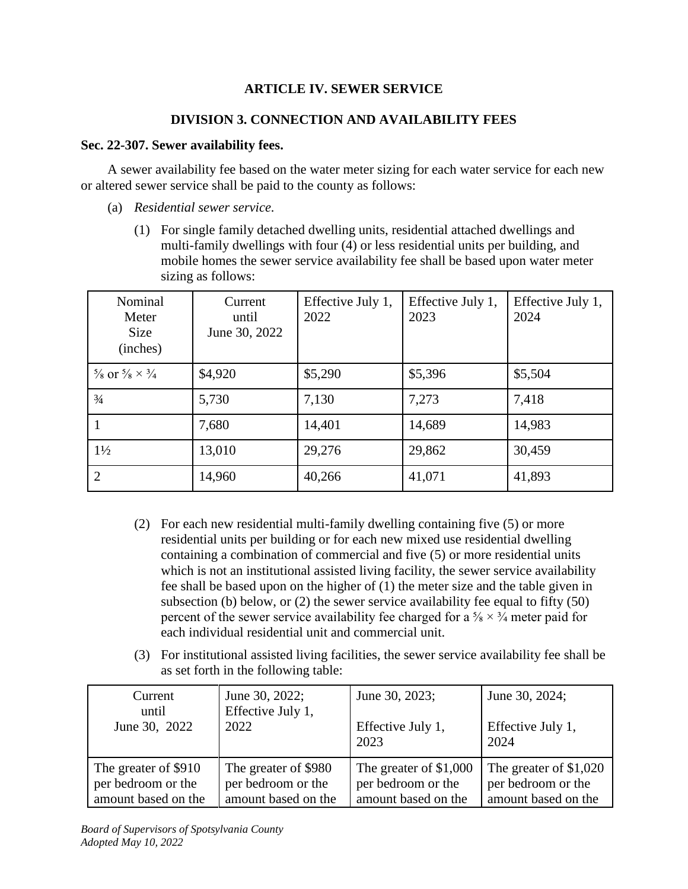## ARTICLE IV. SEWER SERVICE

## DIVISION 3. CONNECTION AND AVAILABILITY FEES

**Sec. 22-307. Sewer availability fees.**

A sewer availability fee based on the water meter sizing for each water service for each new or altered sewer service shall be paid to the county as follows:

(a) *Residential sewer service.*

(1) For single family detached dwelling units, residential attached dwellings and multi-family dwellings with four (4) or less residential units per building, and mobile homes the sewer service availability fee shall be based upon water meter sizing as follows:

| Nominal Meter Size (inches) | Current until June 30, 2022 | Effective July 1, 2022 | Effective July 1, 2023 | Effective July 1, 2024 |
|---|---|---|---|---|
| ⅝ or ⅝ × ¾ | $4,920 | $5,290 | $5,396 | $5,504 |
| ¾ | 5,730 | 7,130 | 7,273 | 7,418 |
| 1 | 7,680 | 14,401 | 14,689 | 14,983 |
| 1½ | 13,010 | 29,276 | 29,862 | 30,459 |
| 2 | 14,960 | 40,266 | 41,071 | 41,893 |

(2) For each new residential multi-family dwelling containing five (5) or more residential units per building or for each new mixed use residential dwelling containing a combination of commercial and five (5) or more residential units which is not an institutional assisted living facility, the sewer service availability fee shall be based upon on the higher of (1) the meter size and the table given in subsection (b) below, or (2) the sewer service availability fee equal to fifty (50) percent of the sewer service availability fee charged for a ⅝ × ¾ meter paid for each individual residential unit and commercial unit.

(3) For institutional assisted living facilities, the sewer service availability fee shall be as set forth in the following table:

| Current until June 30, 2022 | June 30, 2022; Effective July 1, 2022 | June 30, 2023; Effective July 1, 2023 | June 30, 2024; Effective July 1, 2024 |
|---|---|---|---|
| The greater of $910 per bedroom or the amount based on the | The greater of $980 per bedroom or the amount based on the | The greater of $1,000 per bedroom or the amount based on the | The greater of $1,020 per bedroom or the amount based on the |

*Board of Supervisors of Spotsylvania County*
*Adopted May 10, 2022*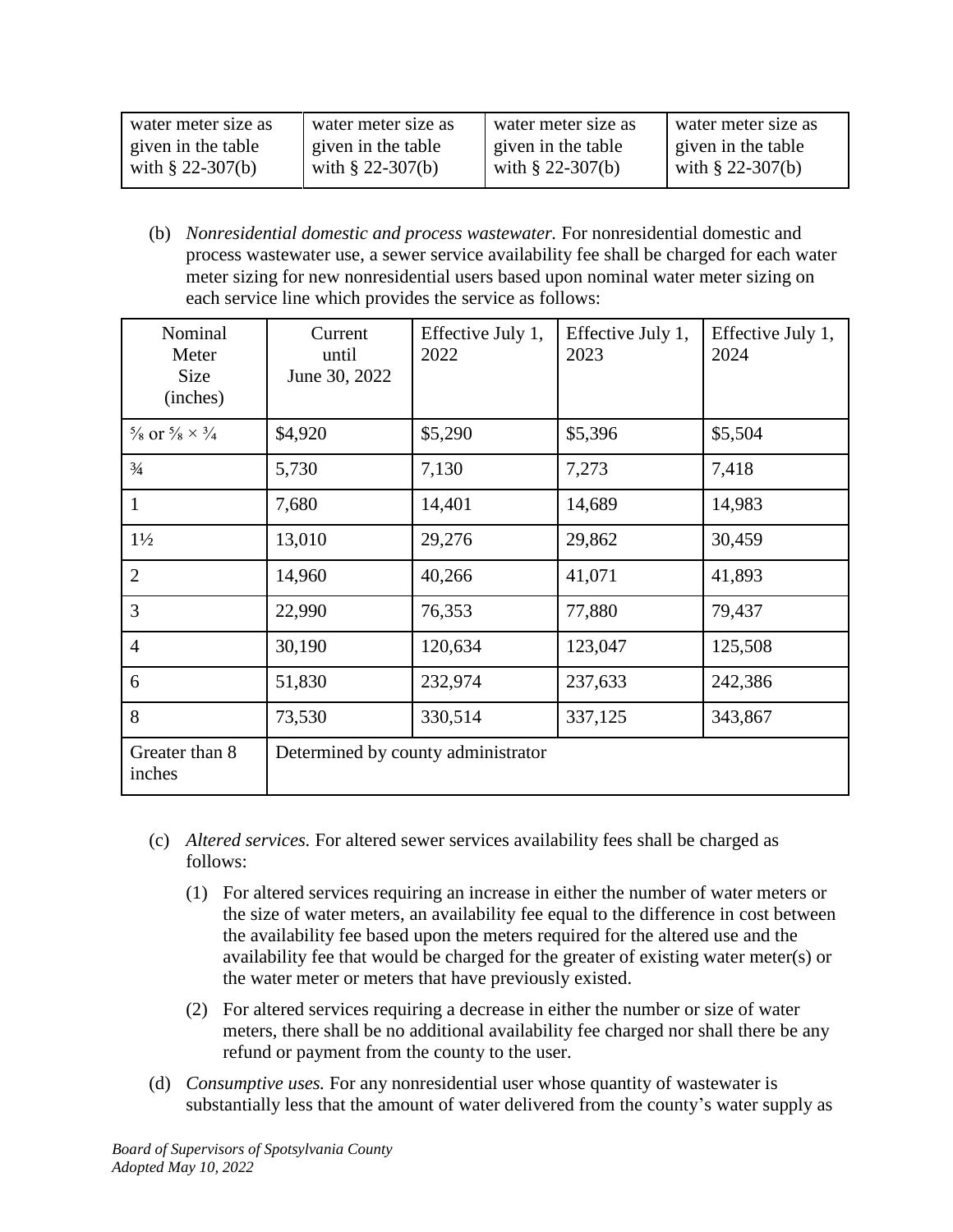| water meter size as given in the table with § 22-307(b) | water meter size as given in the table with § 22-307(b) | water meter size as given in the table with § 22-307(b) | water meter size as given in the table with § 22-307(b) |
|---|---|---|---|

(b) *Nonresidential domestic and process wastewater.* For nonresidential domestic and process wastewater use, a sewer service availability fee shall be charged for each water meter sizing for new nonresidential users based upon nominal water meter sizing on each service line which provides the service as follows:

| Nominal Meter Size (inches) | Current until June 30, 2022 | Effective July 1, 2022 | Effective July 1, 2023 | Effective July 1, 2024 |
|---|---|---|---|---|
| ⅝ or ⅝ × ¾ | $4,920 | $5,290 | $5,396 | $5,504 |
| ¾ | 5,730 | 7,130 | 7,273 | 7,418 |
| 1 | 7,680 | 14,401 | 14,689 | 14,983 |
| 1½ | 13,010 | 29,276 | 29,862 | 30,459 |
| 2 | 14,960 | 40,266 | 41,071 | 41,893 |
| 3 | 22,990 | 76,353 | 77,880 | 79,437 |
| 4 | 30,190 | 120,634 | 123,047 | 125,508 |
| 6 | 51,830 | 232,974 | 237,633 | 242,386 |
| 8 | 73,530 | 330,514 | 337,125 | 343,867 |
| Greater than 8 inches | Determined by county administrator | | | |

(c) *Altered services.* For altered sewer services availability fees shall be charged as follows:

(1) For altered services requiring an increase in either the number of water meters or the size of water meters, an availability fee equal to the difference in cost between the availability fee based upon the meters required for the altered use and the availability fee that would be charged for the greater of existing water meter(s) or the water meter or meters that have previously existed.

(2) For altered services requiring a decrease in either the number or size of water meters, there shall be no additional availability fee charged nor shall there be any refund or payment from the county to the user.

(d) *Consumptive uses.* For any nonresidential user whose quantity of wastewater is substantially less that the amount of water delivered from the county's water supply as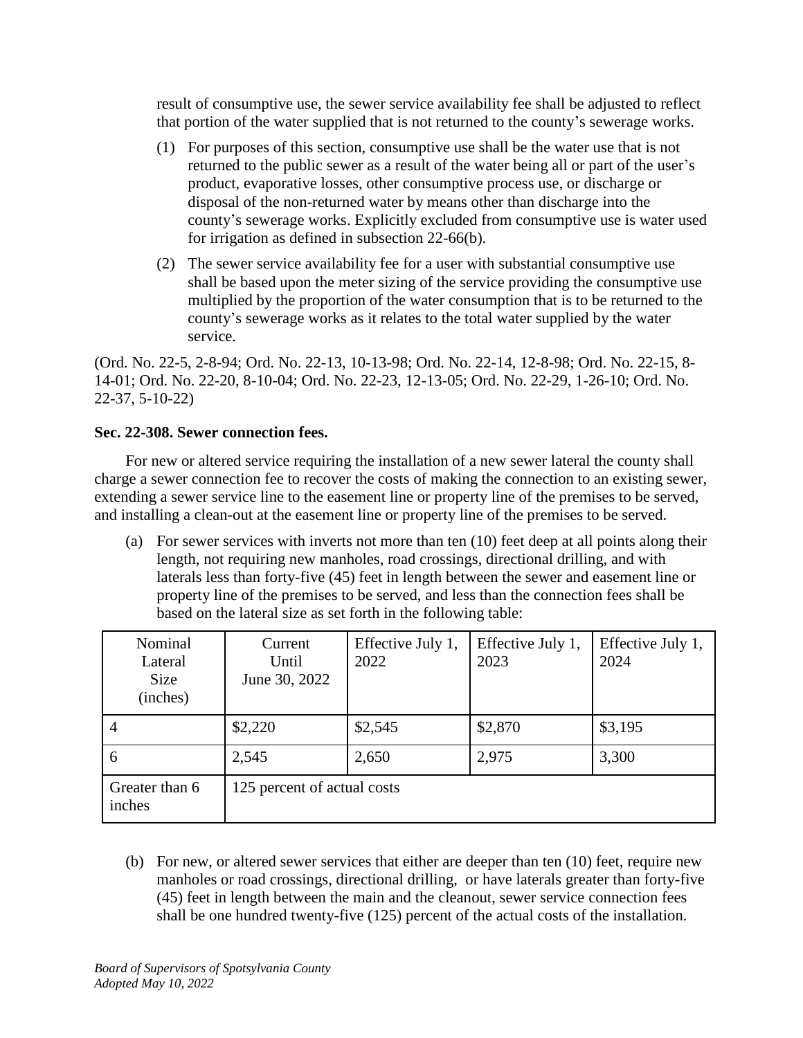result of consumptive use, the sewer service availability fee shall be adjusted to reflect that portion of the water supplied that is not returned to the county's sewerage works.

(1) For purposes of this section, consumptive use shall be the water use that is not returned to the public sewer as a result of the water being all or part of the user's product, evaporative losses, other consumptive process use, or discharge or disposal of the non-returned water by means other than discharge into the county's sewerage works. Explicitly excluded from consumptive use is water used for irrigation as defined in subsection 22-66(b).

(2) The sewer service availability fee for a user with substantial consumptive use shall be based upon the meter sizing of the service providing the consumptive use multiplied by the proportion of the water consumption that is to be returned to the county's sewerage works as it relates to the total water supplied by the water service.

(Ord. No. 22-5, 2-8-94; Ord. No. 22-13, 10-13-98; Ord. No. 22-14, 12-8-98; Ord. No. 22-15, 8-14-01; Ord. No. 22-20, 8-10-04; Ord. No. 22-23, 12-13-05; Ord. No. 22-29, 1-26-10; Ord. No. 22-37, 5-10-22)

**Sec. 22-308. Sewer connection fees.**

For new or altered service requiring the installation of a new sewer lateral the county shall charge a sewer connection fee to recover the costs of making the connection to an existing sewer, extending a sewer service line to the easement line or property line of the premises to be served, and installing a clean-out at the easement line or property line of the premises to be served.

(a) For sewer services with inverts not more than ten (10) feet deep at all points along their length, not requiring new manholes, road crossings, directional drilling, and with laterals less than forty-five (45) feet in length between the sewer and easement line or property line of the premises to be served, and less than the connection fees shall be based on the lateral size as set forth in the following table:

| Nominal Lateral Size (inches) | Current Until June 30, 2022 | Effective July 1, 2022 | Effective July 1, 2023 | Effective July 1, 2024 |
|---|---|---|---|---|
| 4 | $2,220 | $2,545 | $2,870 | $3,195 |
| 6 | 2,545 | 2,650 | 2,975 | 3,300 |
| Greater than 6 inches | 125 percent of actual costs | | | |

(b) For new, or altered sewer services that either are deeper than ten (10) feet, require new manholes or road crossings, directional drilling, or have laterals greater than forty-five (45) feet in length between the main and the cleanout, sewer service connection fees shall be one hundred twenty-five (125) percent of the actual costs of the installation.

*Board of Supervisors of Spotsylvania County*
*Adopted May 10, 2022*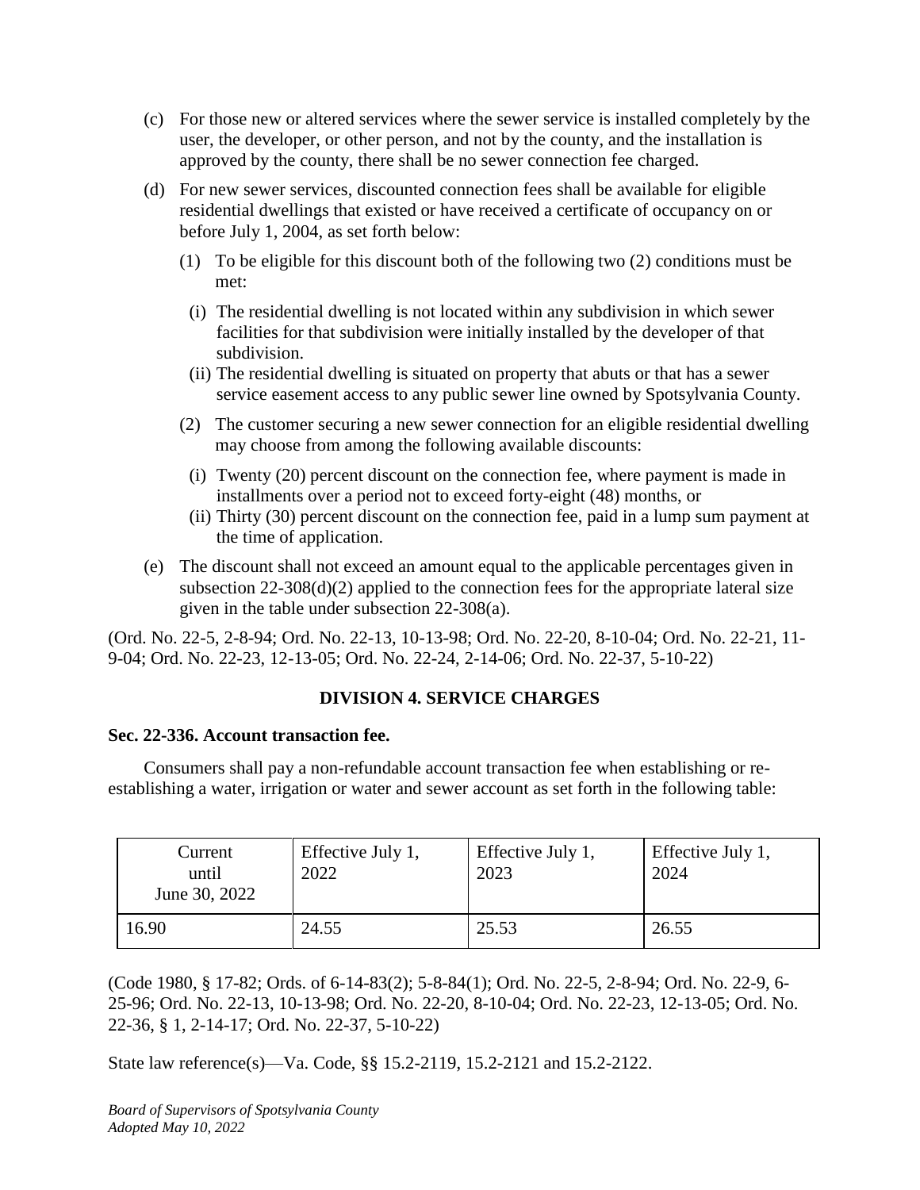(c) For those new or altered services where the sewer service is installed completely by the user, the developer, or other person, and not by the county, and the installation is approved by the county, there shall be no sewer connection fee charged.

(d) For new sewer services, discounted connection fees shall be available for eligible residential dwellings that existed or have received a certificate of occupancy on or before July 1, 2004, as set forth below:

(1) To be eligible for this discount both of the following two (2) conditions must be met:

(i) The residential dwelling is not located within any subdivision in which sewer facilities for that subdivision were initially installed by the developer of that subdivision.

(ii) The residential dwelling is situated on property that abuts or that has a sewer service easement access to any public sewer line owned by Spotsylvania County.

(2) The customer securing a new sewer connection for an eligible residential dwelling may choose from among the following available discounts:

(i) Twenty (20) percent discount on the connection fee, where payment is made in installments over a period not to exceed forty-eight (48) months, or

(ii) Thirty (30) percent discount on the connection fee, paid in a lump sum payment at the time of application.

(e) The discount shall not exceed an amount equal to the applicable percentages given in subsection 22-308(d)(2) applied to the connection fees for the appropriate lateral size given in the table under subsection 22-308(a).

(Ord. No. 22-5, 2-8-94; Ord. No. 22-13, 10-13-98; Ord. No. 22-20, 8-10-04; Ord. No. 22-21, 11-9-04; Ord. No. 22-23, 12-13-05; Ord. No. 22-24, 2-14-06; Ord. No. 22-37, 5-10-22)

## DIVISION 4. SERVICE CHARGES

**Sec. 22-336. Account transaction fee.**

Consumers shall pay a non-refundable account transaction fee when establishing or re-establishing a water, irrigation or water and sewer account as set forth in the following table:

| Current until June 30, 2022 | Effective July 1, 2022 | Effective July 1, 2023 | Effective July 1, 2024 |
|---|---|---|---|
| 16.90 | 24.55 | 25.53 | 26.55 |

(Code 1980, § 17-82; Ords. of 6-14-83(2); 5-8-84(1); Ord. No. 22-5, 2-8-94; Ord. No. 22-9, 6-25-96; Ord. No. 22-13, 10-13-98; Ord. No. 22-20, 8-10-04; Ord. No. 22-23, 12-13-05; Ord. No. 22-36, § 1, 2-14-17; Ord. No. 22-37, 5-10-22)

State law reference(s)—Va. Code, §§ 15.2-2119, 15.2-2121 and 15.2-2122.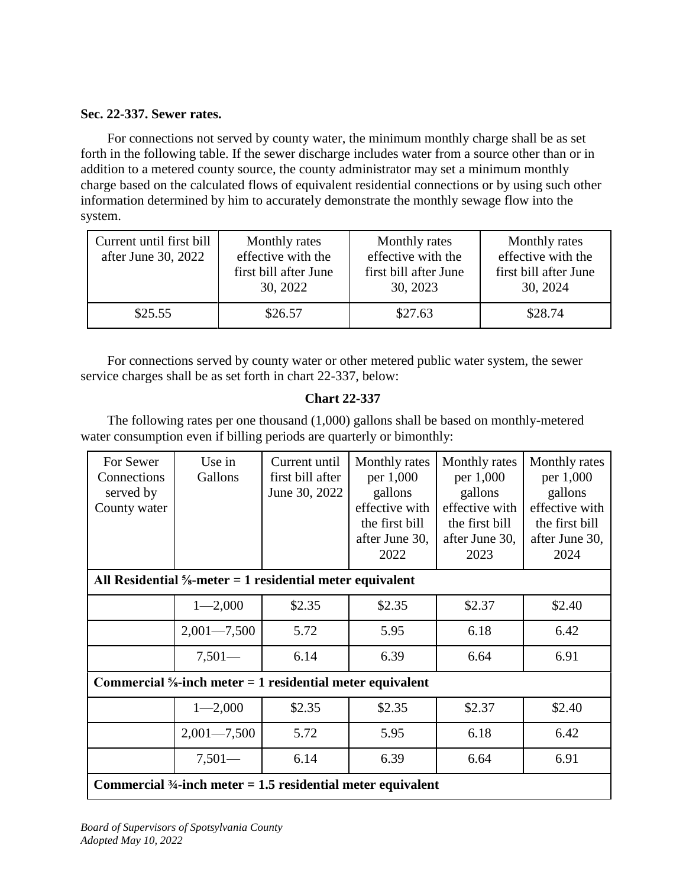**Sec. 22-337. Sewer rates.**

For connections not served by county water, the minimum monthly charge shall be as set forth in the following table. If the sewer discharge includes water from a source other than or in addition to a metered county source, the county administrator may set a minimum monthly charge based on the calculated flows of equivalent residential connections or by using such other information determined by him to accurately demonstrate the monthly sewage flow into the system.

| Current until first bill after June 30, 2022 | Monthly rates effective with the first bill after June 30, 2022 | Monthly rates effective with the first bill after June 30, 2023 | Monthly rates effective with the first bill after June 30, 2024 |
|---|---|---|---|
| $25.55 | $26.57 | $27.63 | $28.74 |

For connections served by county water or other metered public water system, the sewer service charges shall be as set forth in chart 22-337, below:

**Chart 22-337**

The following rates per one thousand (1,000) gallons shall be based on monthly-metered water consumption even if billing periods are quarterly or bimonthly:

| For Sewer Connections served by County water | Use in Gallons | Current until first bill after June 30, 2022 | Monthly rates per 1,000 gallons effective with the first bill after June 30, 2022 | Monthly rates per 1,000 gallons effective with the first bill after June 30, 2023 | Monthly rates per 1,000 gallons effective with the first bill after June 30, 2024 |
|---|---|---|---|---|---|
| **All Residential ⅝-meter = 1 residential meter equivalent** | | | | | |
| | 1—2,000 | $2.35 | $2.35 | $2.37 | $2.40 |
| | 2,001—7,500 | 5.72 | 5.95 | 6.18 | 6.42 |
| | 7,501— | 6.14 | 6.39 | 6.64 | 6.91 |
| **Commercial ⅝-inch meter = 1 residential meter equivalent** | | | | | |
| | 1—2,000 | $2.35 | $2.35 | $2.37 | $2.40 |
| | 2,001—7,500 | 5.72 | 5.95 | 6.18 | 6.42 |
| | 7,501— | 6.14 | 6.39 | 6.64 | 6.91 |
| **Commercial ¾-inch meter = 1.5 residential meter equivalent** | | | | | |

*Board of Supervisors of Spotsylvania County*
*Adopted May 10, 2022*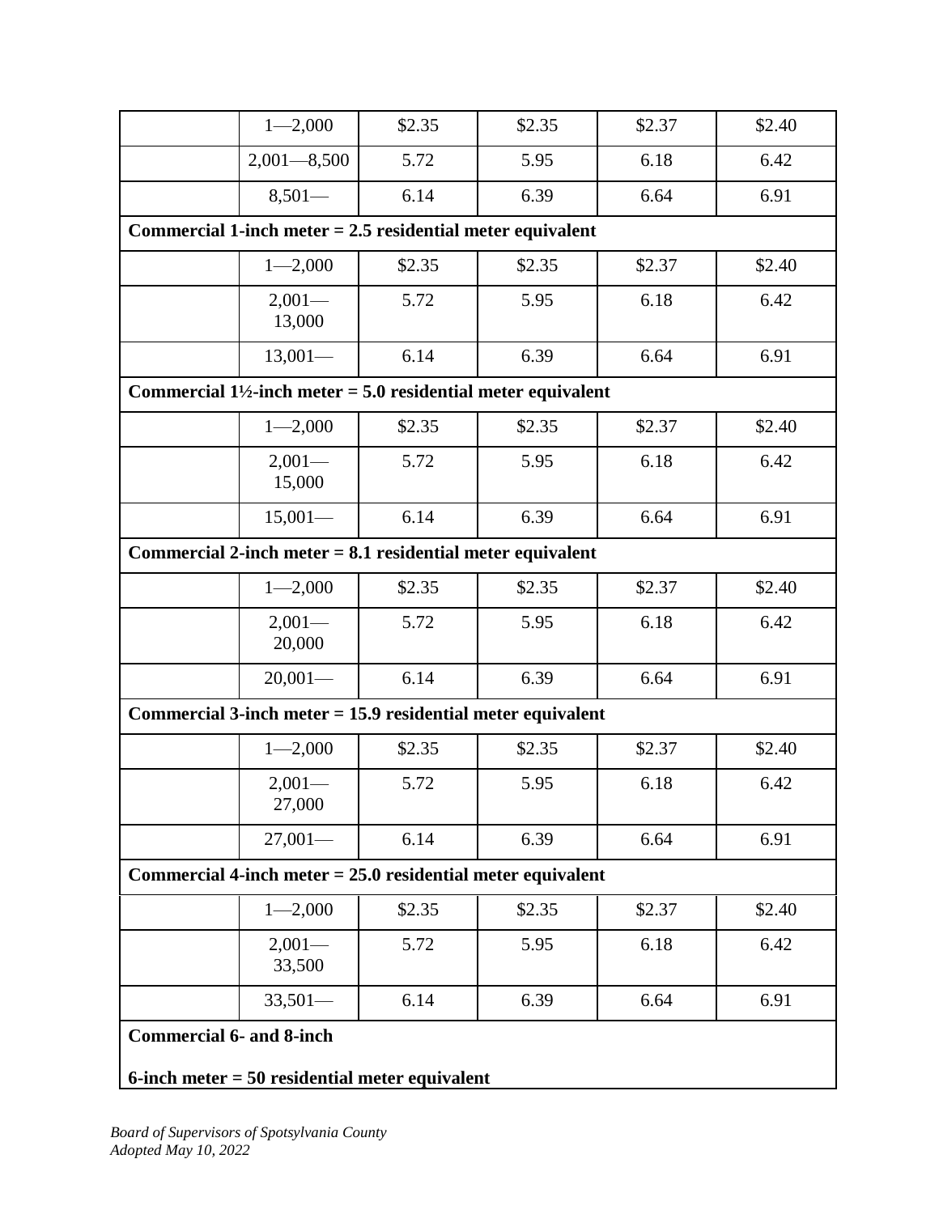| | | | | | |
|---|---|---|---|---|---|
| | 1—2,000 | $2.35 | $2.35 | $2.37 | $2.40 |
| | 2,001—8,500 | 5.72 | 5.95 | 6.18 | 6.42 |
| | 8,501— | 6.14 | 6.39 | 6.64 | 6.91 |
| **Commercial 1-inch meter = 2.5 residential meter equivalent** | | | | | |
| | 1—2,000 | $2.35 | $2.35 | $2.37 | $2.40 |
| | 2,001—13,000 | 5.72 | 5.95 | 6.18 | 6.42 |
| | 13,001— | 6.14 | 6.39 | 6.64 | 6.91 |
| **Commercial 1½-inch meter = 5.0 residential meter equivalent** | | | | | |
| | 1—2,000 | $2.35 | $2.35 | $2.37 | $2.40 |
| | 2,001—15,000 | 5.72 | 5.95 | 6.18 | 6.42 |
| | 15,001— | 6.14 | 6.39 | 6.64 | 6.91 |
| **Commercial 2-inch meter = 8.1 residential meter equivalent** | | | | | |
| | 1—2,000 | $2.35 | $2.35 | $2.37 | $2.40 |
| | 2,001—20,000 | 5.72 | 5.95 | 6.18 | 6.42 |
| | 20,001— | 6.14 | 6.39 | 6.64 | 6.91 |
| **Commercial 3-inch meter = 15.9 residential meter equivalent** | | | | | |
| | 1—2,000 | $2.35 | $2.35 | $2.37 | $2.40 |
| | 2,001—27,000 | 5.72 | 5.95 | 6.18 | 6.42 |
| | 27,001— | 6.14 | 6.39 | 6.64 | 6.91 |
| **Commercial 4-inch meter = 25.0 residential meter equivalent** | | | | | |
| | 1—2,000 | $2.35 | $2.35 | $2.37 | $2.40 |
| | 2,001—33,500 | 5.72 | 5.95 | 6.18 | 6.42 |
| | 33,501— | 6.14 | 6.39 | 6.64 | 6.91 |
| **Commercial 6- and 8-inch**<br><br>**6-inch meter = 50 residential meter equivalent** | | | | | |

*Board of Supervisors of Spotsylvania County*
*Adopted May 10, 2022*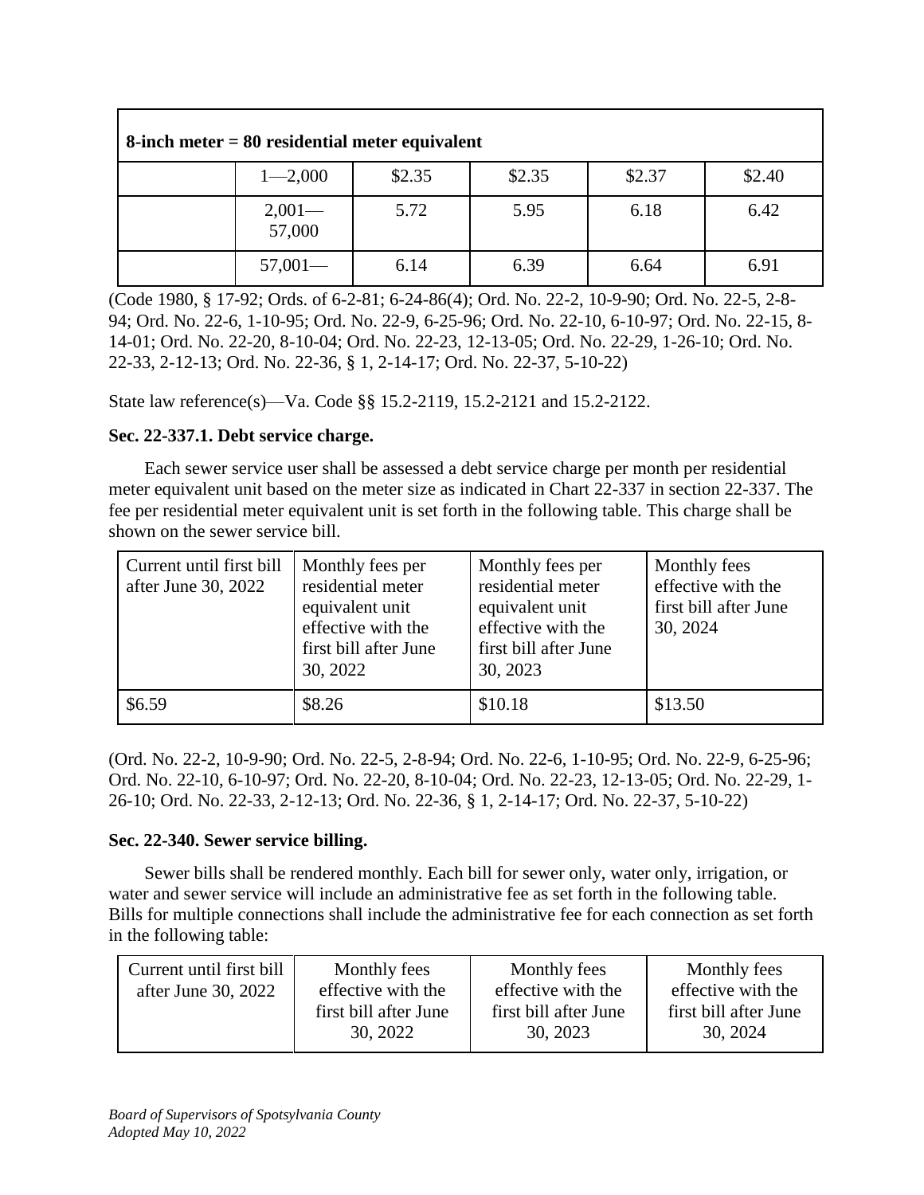| 8-inch meter = 80 residential meter equivalent | | | | | |
|---|---|---|---|---|---|
| | 1—2,000 | $2.35 | $2.35 | $2.37 | $2.40 |
| | 2,001—57,000 | 5.72 | 5.95 | 6.18 | 6.42 |
| | 57,001— | 6.14 | 6.39 | 6.64 | 6.91 |

(Code 1980, § 17-92; Ords. of 6-2-81; 6-24-86(4); Ord. No. 22-2, 10-9-90; Ord. No. 22-5, 2-8-94; Ord. No. 22-6, 1-10-95; Ord. No. 22-9, 6-25-96; Ord. No. 22-10, 6-10-97; Ord. No. 22-15, 8-14-01; Ord. No. 22-20, 8-10-04; Ord. No. 22-23, 12-13-05; Ord. No. 22-29, 1-26-10; Ord. No. 22-33, 2-12-13; Ord. No. 22-36, § 1, 2-14-17; Ord. No. 22-37, 5-10-22)

State law reference(s)—Va. Code §§ 15.2-2119, 15.2-2121 and 15.2-2122.

**Sec. 22-337.1. Debt service charge.**

Each sewer service user shall be assessed a debt service charge per month per residential meter equivalent unit based on the meter size as indicated in Chart 22-337 in section 22-337. The fee per residential meter equivalent unit is set forth in the following table. This charge shall be shown on the sewer service bill.

| Current until first bill after June 30, 2022 | Monthly fees per residential meter equivalent unit effective with the first bill after June 30, 2022 | Monthly fees per residential meter equivalent unit effective with the first bill after June 30, 2023 | Monthly fees effective with the first bill after June 30, 2024 |
|---|---|---|---|
| $6.59 | $8.26 | $10.18 | $13.50 |

(Ord. No. 22-2, 10-9-90; Ord. No. 22-5, 2-8-94; Ord. No. 22-6, 1-10-95; Ord. No. 22-9, 6-25-96; Ord. No. 22-10, 6-10-97; Ord. No. 22-20, 8-10-04; Ord. No. 22-23, 12-13-05; Ord. No. 22-29, 1-26-10; Ord. No. 22-33, 2-12-13; Ord. No. 22-36, § 1, 2-14-17; Ord. No. 22-37, 5-10-22)

**Sec. 22-340. Sewer service billing.**

Sewer bills shall be rendered monthly. Each bill for sewer only, water only, irrigation, or water and sewer service will include an administrative fee as set forth in the following table. Bills for multiple connections shall include the administrative fee for each connection as set forth in the following table:

| Current until first bill after June 30, 2022 | Monthly fees effective with the first bill after June 30, 2022 | Monthly fees effective with the first bill after June 30, 2023 | Monthly fees effective with the first bill after June 30, 2024 |
|---|---|---|---|

*Board of Supervisors of Spotsylvania County*
*Adopted May 10, 2022*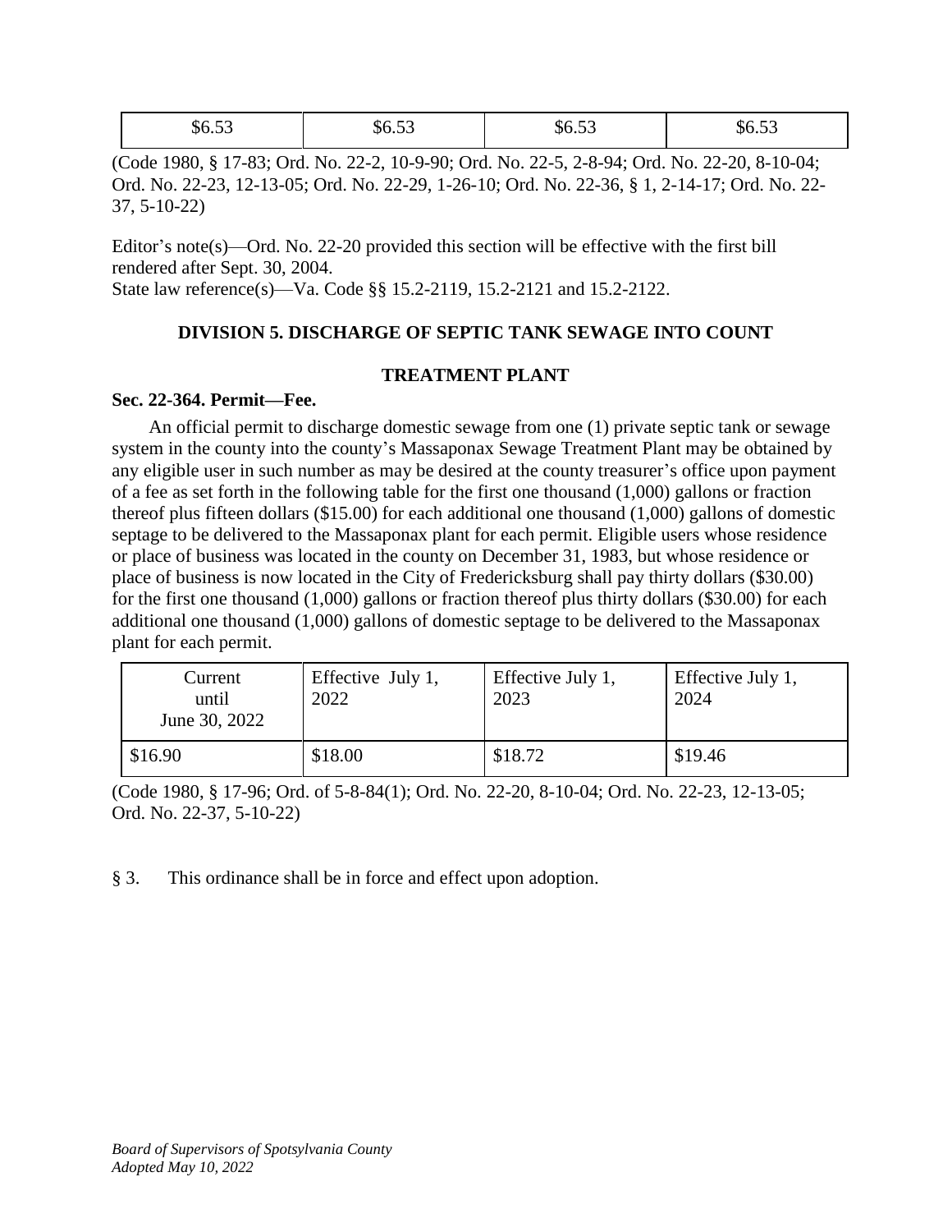| | | | |
|---|---|---|---|
| $6.53 | $6.53 | $6.53 | $6.53 |

(Code 1980, § 17-83; Ord. No. 22-2, 10-9-90; Ord. No. 22-5, 2-8-94; Ord. No. 22-20, 8-10-04; Ord. No. 22-23, 12-13-05; Ord. No. 22-29, 1-26-10; Ord. No. 22-36, § 1, 2-14-17; Ord. No. 22-37, 5-10-22)

Editor's note(s)—Ord. No. 22-20 provided this section will be effective with the first bill rendered after Sept. 30, 2004.
State law reference(s)—Va. Code §§ 15.2-2119, 15.2-2121 and 15.2-2122.

## DIVISION 5. DISCHARGE OF SEPTIC TANK SEWAGE INTO COUNT TREATMENT PLANT

**Sec. 22-364. Permit—Fee.**

An official permit to discharge domestic sewage from one (1) private septic tank or sewage system in the county into the county's Massaponax Sewage Treatment Plant may be obtained by any eligible user in such number as may be desired at the county treasurer's office upon payment of a fee as set forth in the following table for the first one thousand (1,000) gallons or fraction thereof plus fifteen dollars ($15.00) for each additional one thousand (1,000) gallons of domestic septage to be delivered to the Massaponax plant for each permit. Eligible users whose residence or place of business was located in the county on December 31, 1983, but whose residence or place of business is now located in the City of Fredericksburg shall pay thirty dollars ($30.00) for the first one thousand (1,000) gallons or fraction thereof plus thirty dollars ($30.00) for each additional one thousand (1,000) gallons of domestic septage to be delivered to the Massaponax plant for each permit.

| Current until June 30, 2022 | Effective July 1, 2022 | Effective July 1, 2023 | Effective July 1, 2024 |
|---|---|---|---|
| $16.90 | $18.00 | $18.72 | $19.46 |

(Code 1980, § 17-96; Ord. of 5-8-84(1); Ord. No. 22-20, 8-10-04; Ord. No. 22-23, 12-13-05; Ord. No. 22-37, 5-10-22)

§ 3. This ordinance shall be in force and effect upon adoption.

*Board of Supervisors of Spotsylvania County*
*Adopted May 10, 2022*